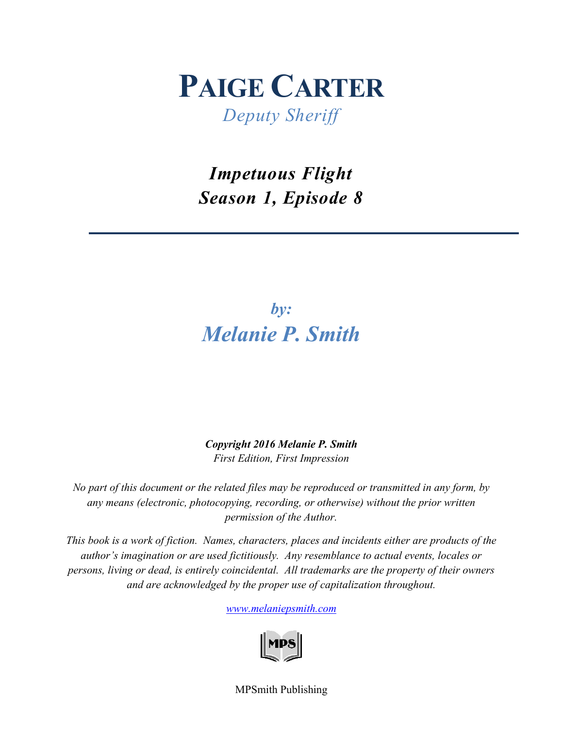# PAIGE CARTER

*Deputy Sheriff*

## *Impetuous Flight*
## *Season 1, Episode 8*

---

*by:*

***Melanie P. Smith***

***Copyright 2016 Melanie P. Smith***

*First Edition, First Impression*

*No part of this document or the related files may be reproduced or transmitted in any form, by any means (electronic, photocopying, recording, or otherwise) without the prior written permission of the Author.*

*This book is a work of fiction. Names, characters, places and incidents either are products of the author's imagination or are used fictitiously. Any resemblance to actual events, locales or persons, living or dead, is entirely coincidental. All trademarks are the property of their owners and are acknowledged by the proper use of capitalization throughout.*

www.melaniepsmith.com

MPS

MPSmith Publishing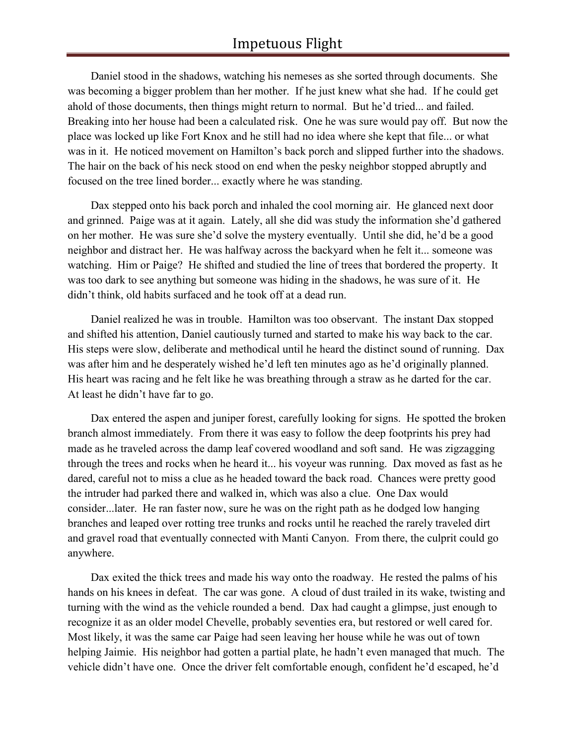Daniel stood in the shadows, watching his nemeses as she sorted through documents. She was becoming a bigger problem than her mother. If he just knew what she had. If he could get ahold of those documents, then things might return to normal. But he'd tried... and failed. Breaking into her house had been a calculated risk. One he was sure would pay off. But now the place was locked up like Fort Knox and he still had no idea where she kept that file... or what was in it. He noticed movement on Hamilton's back porch and slipped further into the shadows. The hair on the back of his neck stood on end when the pesky neighbor stopped abruptly and focused on the tree lined border... exactly where he was standing.

Dax stepped onto his back porch and inhaled the cool morning air. He glanced next door and grinned. Paige was at it again. Lately, all she did was study the information she'd gathered on her mother. He was sure she'd solve the mystery eventually. Until she did, he'd be a good neighbor and distract her. He was halfway across the backyard when he felt it... someone was watching. Him or Paige? He shifted and studied the line of trees that bordered the property. It was too dark to see anything but someone was hiding in the shadows, he was sure of it. He didn't think, old habits surfaced and he took off at a dead run.

Daniel realized he was in trouble. Hamilton was too observant. The instant Dax stopped and shifted his attention, Daniel cautiously turned and started to make his way back to the car. His steps were slow, deliberate and methodical until he heard the distinct sound of running. Dax was after him and he desperately wished he'd left ten minutes ago as he'd originally planned. His heart was racing and he felt like he was breathing through a straw as he darted for the car. At least he didn't have far to go.

Dax entered the aspen and juniper forest, carefully looking for signs. He spotted the broken branch almost immediately. From there it was easy to follow the deep footprints his prey had made as he traveled across the damp leaf covered woodland and soft sand. He was zigzagging through the trees and rocks when he heard it... his voyeur was running. Dax moved as fast as he dared, careful not to miss a clue as he headed toward the back road. Chances were pretty good the intruder had parked there and walked in, which was also a clue. One Dax would consider...later. He ran faster now, sure he was on the right path as he dodged low hanging branches and leaped over rotting tree trunks and rocks until he reached the rarely traveled dirt and gravel road that eventually connected with Manti Canyon. From there, the culprit could go anywhere.

Dax exited the thick trees and made his way onto the roadway. He rested the palms of his hands on his knees in defeat. The car was gone. A cloud of dust trailed in its wake, twisting and turning with the wind as the vehicle rounded a bend. Dax had caught a glimpse, just enough to recognize it as an older model Chevelle, probably seventies era, but restored or well cared for. Most likely, it was the same car Paige had seen leaving her house while he was out of town helping Jaimie. His neighbor had gotten a partial plate, he hadn't even managed that much. The vehicle didn't have one. Once the driver felt comfortable enough, confident he'd escaped, he'd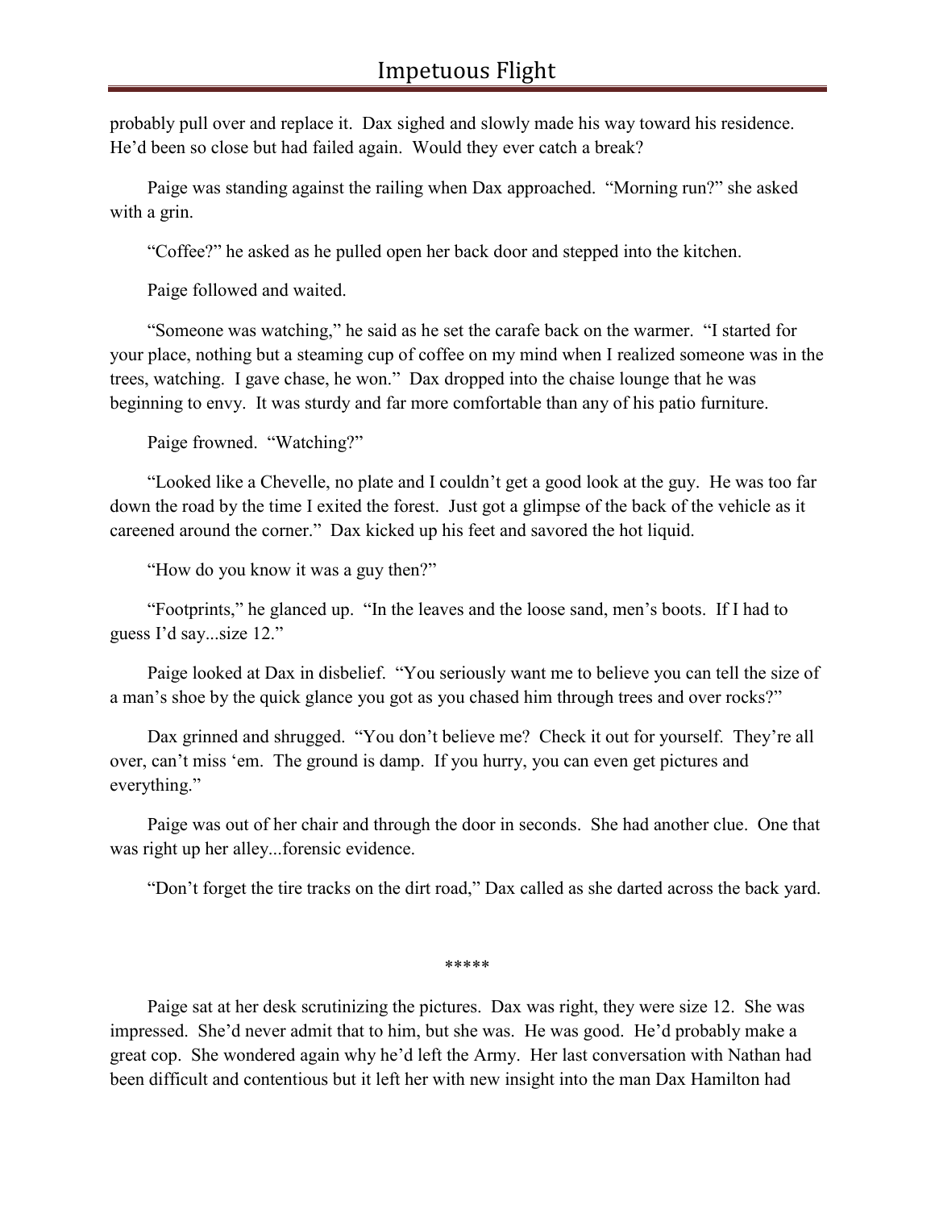probably pull over and replace it. Dax sighed and slowly made his way toward his residence. He'd been so close but had failed again. Would they ever catch a break?

Paige was standing against the railing when Dax approached. "Morning run?" she asked with a grin.

"Coffee?" he asked as he pulled open her back door and stepped into the kitchen.

Paige followed and waited.

"Someone was watching," he said as he set the carafe back on the warmer. "I started for your place, nothing but a steaming cup of coffee on my mind when I realized someone was in the trees, watching. I gave chase, he won." Dax dropped into the chaise lounge that he was beginning to envy. It was sturdy and far more comfortable than any of his patio furniture.

Paige frowned. "Watching?"

"Looked like a Chevelle, no plate and I couldn't get a good look at the guy. He was too far down the road by the time I exited the forest. Just got a glimpse of the back of the vehicle as it careened around the corner." Dax kicked up his feet and savored the hot liquid.

"How do you know it was a guy then?"

"Footprints," he glanced up. "In the leaves and the loose sand, men's boots. If I had to guess I'd say...size 12."

Paige looked at Dax in disbelief. "You seriously want me to believe you can tell the size of a man's shoe by the quick glance you got as you chased him through trees and over rocks?"

Dax grinned and shrugged. "You don't believe me? Check it out for yourself. They're all over, can't miss 'em. The ground is damp. If you hurry, you can even get pictures and everything."

Paige was out of her chair and through the door in seconds. She had another clue. One that was right up her alley...forensic evidence.

"Don't forget the tire tracks on the dirt road," Dax called as she darted across the back yard.

*****

Paige sat at her desk scrutinizing the pictures. Dax was right, they were size 12. She was impressed. She'd never admit that to him, but she was. He was good. He'd probably make a great cop. She wondered again why he'd left the Army. Her last conversation with Nathan had been difficult and contentious but it left her with new insight into the man Dax Hamilton had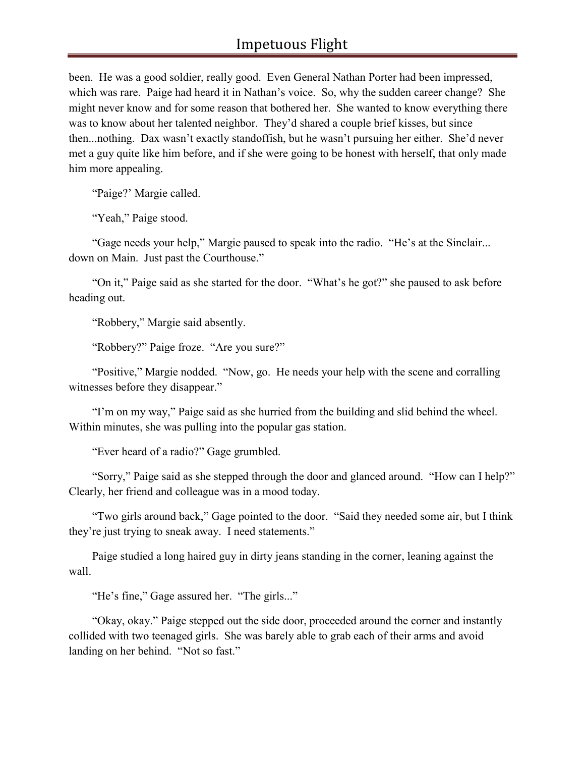been. He was a good soldier, really good. Even General Nathan Porter had been impressed, which was rare. Paige had heard it in Nathan's voice. So, why the sudden career change? She might never know and for some reason that bothered her. She wanted to know everything there was to know about her talented neighbor. They'd shared a couple brief kisses, but since then...nothing. Dax wasn't exactly standoffish, but he wasn't pursuing her either. She'd never met a guy quite like him before, and if she were going to be honest with herself, that only made him more appealing.

"Paige?' Margie called.

"Yeah," Paige stood.

"Gage needs your help," Margie paused to speak into the radio. "He's at the Sinclair... down on Main. Just past the Courthouse."

"On it," Paige said as she started for the door. "What's he got?" she paused to ask before heading out.

"Robbery," Margie said absently.

"Robbery?" Paige froze. "Are you sure?"

"Positive," Margie nodded. "Now, go. He needs your help with the scene and corralling witnesses before they disappear."

"I'm on my way," Paige said as she hurried from the building and slid behind the wheel. Within minutes, she was pulling into the popular gas station.

"Ever heard of a radio?" Gage grumbled.

"Sorry," Paige said as she stepped through the door and glanced around. "How can I help?" Clearly, her friend and colleague was in a mood today.

"Two girls around back," Gage pointed to the door. "Said they needed some air, but I think they're just trying to sneak away. I need statements."

Paige studied a long haired guy in dirty jeans standing in the corner, leaning against the wall.

"He's fine," Gage assured her. "The girls..."

"Okay, okay." Paige stepped out the side door, proceeded around the corner and instantly collided with two teenaged girls. She was barely able to grab each of their arms and avoid landing on her behind. "Not so fast."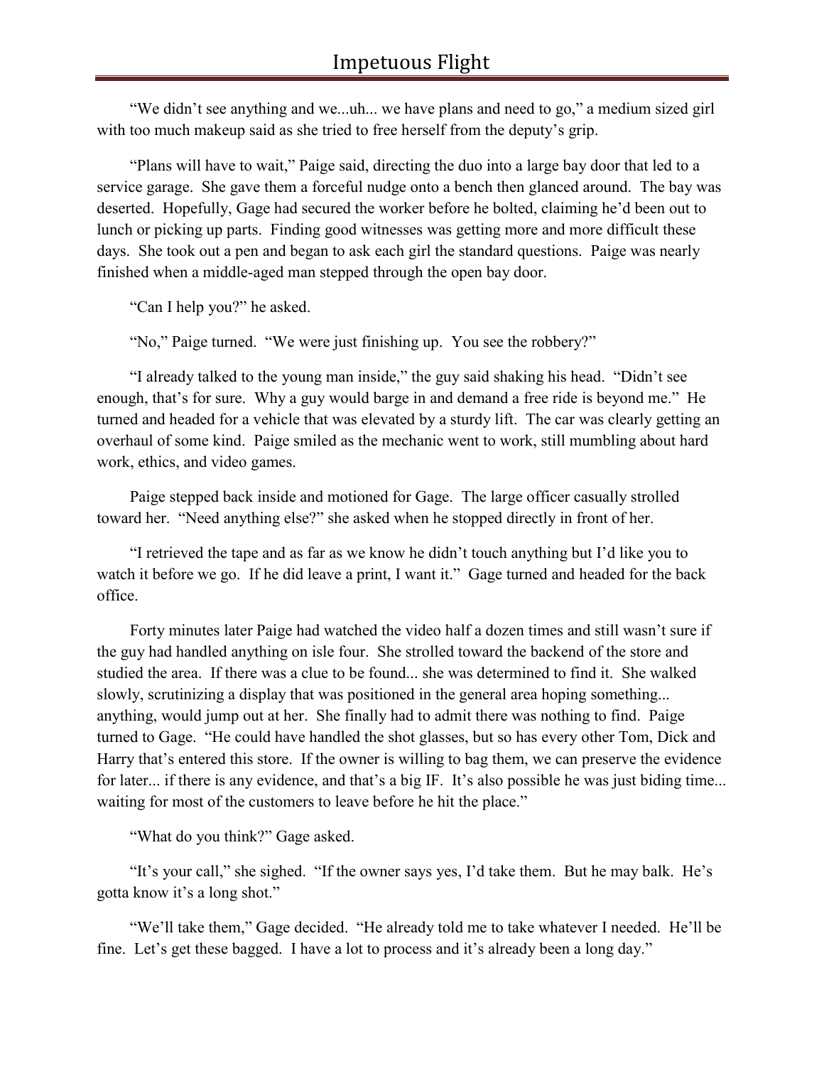"We didn't see anything and we...uh... we have plans and need to go," a medium sized girl with too much makeup said as she tried to free herself from the deputy's grip.

"Plans will have to wait," Paige said, directing the duo into a large bay door that led to a service garage. She gave them a forceful nudge onto a bench then glanced around. The bay was deserted. Hopefully, Gage had secured the worker before he bolted, claiming he'd been out to lunch or picking up parts. Finding good witnesses was getting more and more difficult these days. She took out a pen and began to ask each girl the standard questions. Paige was nearly finished when a middle-aged man stepped through the open bay door.

"Can I help you?" he asked.

"No," Paige turned. "We were just finishing up. You see the robbery?"

"I already talked to the young man inside," the guy said shaking his head. "Didn't see enough, that's for sure. Why a guy would barge in and demand a free ride is beyond me." He turned and headed for a vehicle that was elevated by a sturdy lift. The car was clearly getting an overhaul of some kind. Paige smiled as the mechanic went to work, still mumbling about hard work, ethics, and video games.

Paige stepped back inside and motioned for Gage. The large officer casually strolled toward her. "Need anything else?" she asked when he stopped directly in front of her.

"I retrieved the tape and as far as we know he didn't touch anything but I'd like you to watch it before we go. If he did leave a print, I want it." Gage turned and headed for the back office.

Forty minutes later Paige had watched the video half a dozen times and still wasn't sure if the guy had handled anything on isle four. She strolled toward the backend of the store and studied the area. If there was a clue to be found... she was determined to find it. She walked slowly, scrutinizing a display that was positioned in the general area hoping something... anything, would jump out at her. She finally had to admit there was nothing to find. Paige turned to Gage. "He could have handled the shot glasses, but so has every other Tom, Dick and Harry that's entered this store. If the owner is willing to bag them, we can preserve the evidence for later... if there is any evidence, and that's a big IF. It's also possible he was just biding time... waiting for most of the customers to leave before he hit the place."

"What do you think?" Gage asked.

"It's your call," she sighed. "If the owner says yes, I'd take them. But he may balk. He's gotta know it's a long shot."

"We'll take them," Gage decided. "He already told me to take whatever I needed. He'll be fine. Let's get these bagged. I have a lot to process and it's already been a long day."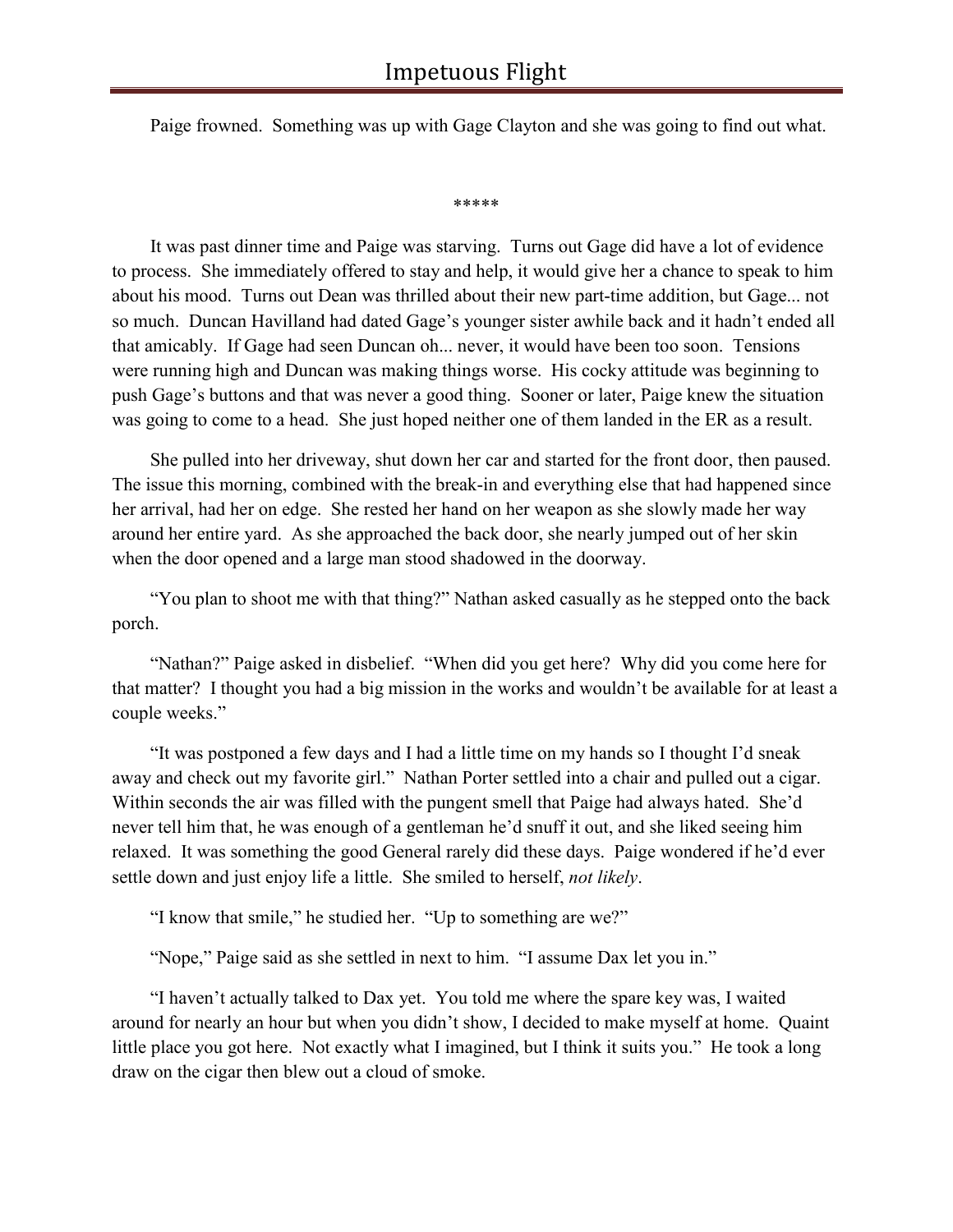Paige frowned. Something was up with Gage Clayton and she was going to find out what.

\*\*\*\*\*

It was past dinner time and Paige was starving. Turns out Gage did have a lot of evidence to process. She immediately offered to stay and help, it would give her a chance to speak to him about his mood. Turns out Dean was thrilled about their new part-time addition, but Gage... not so much. Duncan Havilland had dated Gage's younger sister awhile back and it hadn't ended all that amicably. If Gage had seen Duncan oh... never, it would have been too soon. Tensions were running high and Duncan was making things worse. His cocky attitude was beginning to push Gage's buttons and that was never a good thing. Sooner or later, Paige knew the situation was going to come to a head. She just hoped neither one of them landed in the ER as a result.

She pulled into her driveway, shut down her car and started for the front door, then paused. The issue this morning, combined with the break-in and everything else that had happened since her arrival, had her on edge. She rested her hand on her weapon as she slowly made her way around her entire yard. As she approached the back door, she nearly jumped out of her skin when the door opened and a large man stood shadowed in the doorway.

"You plan to shoot me with that thing?" Nathan asked casually as he stepped onto the back porch.

"Nathan?" Paige asked in disbelief. "When did you get here? Why did you come here for that matter? I thought you had a big mission in the works and wouldn't be available for at least a couple weeks."

"It was postponed a few days and I had a little time on my hands so I thought I'd sneak away and check out my favorite girl." Nathan Porter settled into a chair and pulled out a cigar. Within seconds the air was filled with the pungent smell that Paige had always hated. She'd never tell him that, he was enough of a gentleman he'd snuff it out, and she liked seeing him relaxed. It was something the good General rarely did these days. Paige wondered if he'd ever settle down and just enjoy life a little. She smiled to herself, *not likely*.

"I know that smile," he studied her. "Up to something are we?"

"Nope," Paige said as she settled in next to him. "I assume Dax let you in."

"I haven't actually talked to Dax yet. You told me where the spare key was, I waited around for nearly an hour but when you didn't show, I decided to make myself at home. Quaint little place you got here. Not exactly what I imagined, but I think it suits you." He took a long draw on the cigar then blew out a cloud of smoke.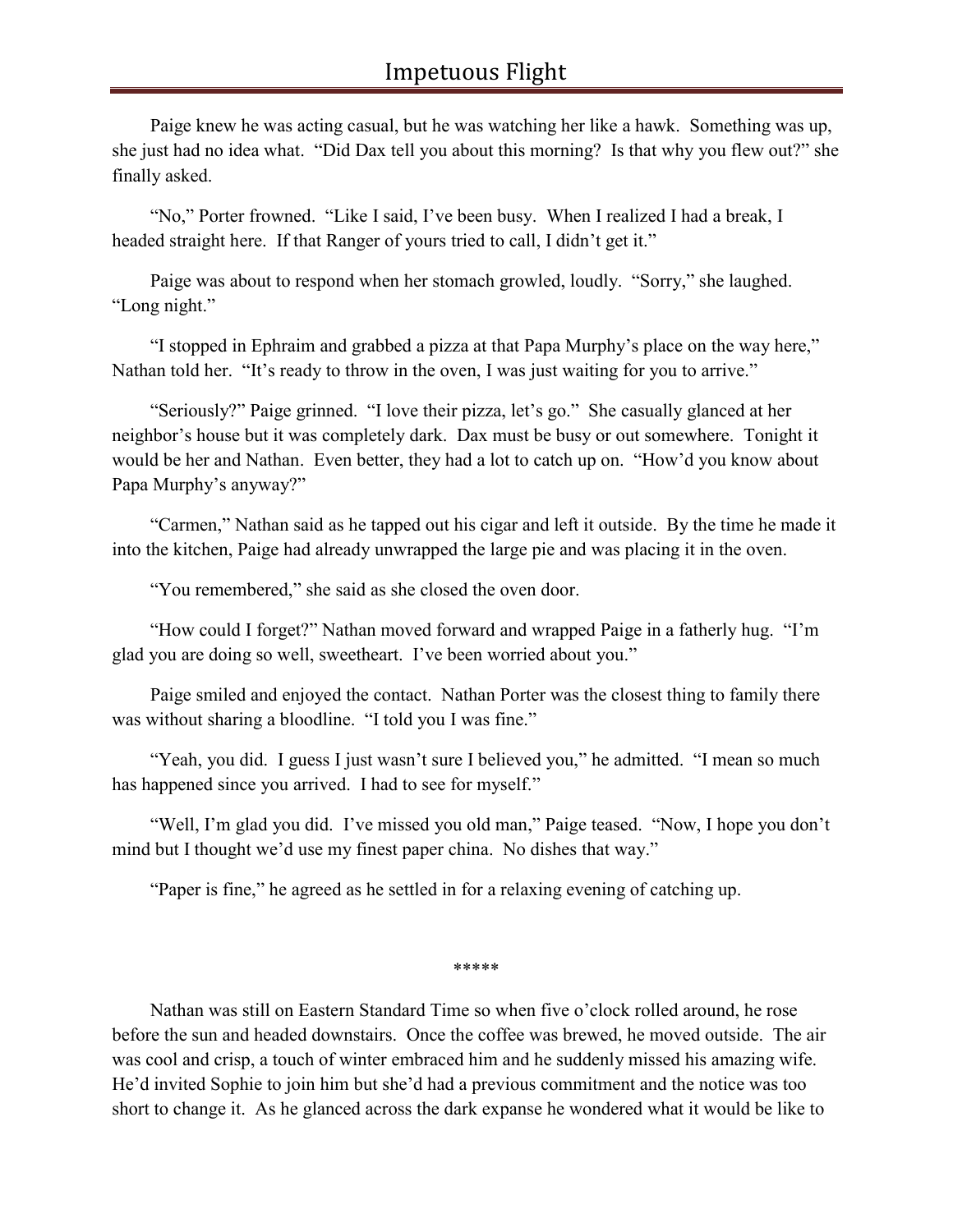Paige knew he was acting casual, but he was watching her like a hawk. Something was up, she just had no idea what. "Did Dax tell you about this morning? Is that why you flew out?" she finally asked.

"No," Porter frowned. "Like I said, I've been busy. When I realized I had a break, I headed straight here. If that Ranger of yours tried to call, I didn't get it."

Paige was about to respond when her stomach growled, loudly. "Sorry," she laughed. "Long night."

"I stopped in Ephraim and grabbed a pizza at that Papa Murphy's place on the way here," Nathan told her. "It's ready to throw in the oven, I was just waiting for you to arrive."

"Seriously?" Paige grinned. "I love their pizza, let's go." She casually glanced at her neighbor's house but it was completely dark. Dax must be busy or out somewhere. Tonight it would be her and Nathan. Even better, they had a lot to catch up on. "How'd you know about Papa Murphy's anyway?"

"Carmen," Nathan said as he tapped out his cigar and left it outside. By the time he made it into the kitchen, Paige had already unwrapped the large pie and was placing it in the oven.

"You remembered," she said as she closed the oven door.

"How could I forget?" Nathan moved forward and wrapped Paige in a fatherly hug. "I'm glad you are doing so well, sweetheart. I've been worried about you."

Paige smiled and enjoyed the contact. Nathan Porter was the closest thing to family there was without sharing a bloodline. "I told you I was fine."

"Yeah, you did. I guess I just wasn't sure I believed you," he admitted. "I mean so much has happened since you arrived. I had to see for myself."

"Well, I'm glad you did. I've missed you old man," Paige teased. "Now, I hope you don't mind but I thought we'd use my finest paper china. No dishes that way."

"Paper is fine," he agreed as he settled in for a relaxing evening of catching up.

*****

Nathan was still on Eastern Standard Time so when five o'clock rolled around, he rose before the sun and headed downstairs. Once the coffee was brewed, he moved outside. The air was cool and crisp, a touch of winter embraced him and he suddenly missed his amazing wife. He'd invited Sophie to join him but she'd had a previous commitment and the notice was too short to change it. As he glanced across the dark expanse he wondered what it would be like to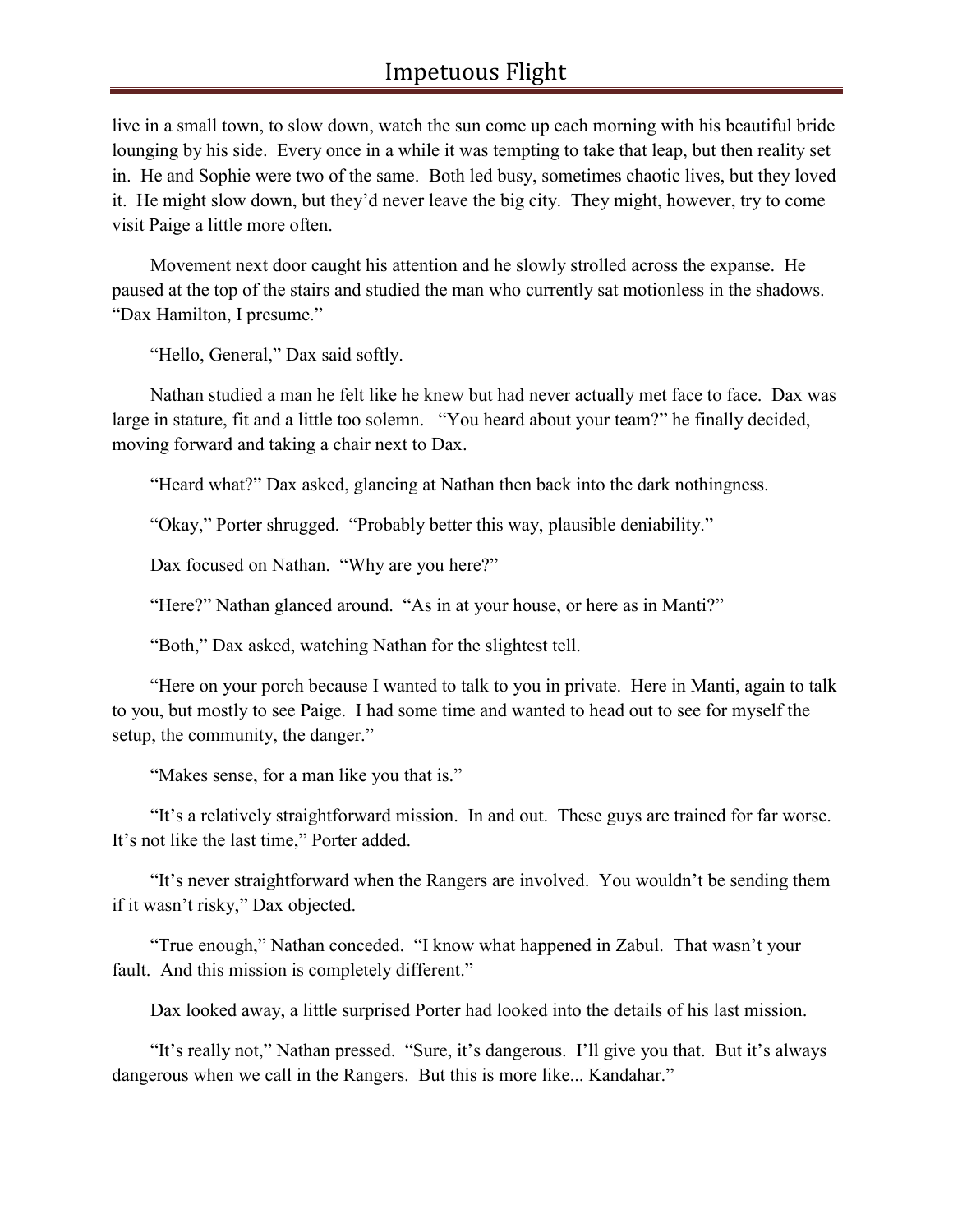live in a small town, to slow down, watch the sun come up each morning with his beautiful bride lounging by his side. Every once in a while it was tempting to take that leap, but then reality set in. He and Sophie were two of the same. Both led busy, sometimes chaotic lives, but they loved it. He might slow down, but they'd never leave the big city. They might, however, try to come visit Paige a little more often.

Movement next door caught his attention and he slowly strolled across the expanse. He paused at the top of the stairs and studied the man who currently sat motionless in the shadows. "Dax Hamilton, I presume."

"Hello, General," Dax said softly.

Nathan studied a man he felt like he knew but had never actually met face to face. Dax was large in stature, fit and a little too solemn. "You heard about your team?" he finally decided, moving forward and taking a chair next to Dax.

"Heard what?" Dax asked, glancing at Nathan then back into the dark nothingness.

"Okay," Porter shrugged. "Probably better this way, plausible deniability."

Dax focused on Nathan. "Why are you here?"

"Here?" Nathan glanced around. "As in at your house, or here as in Manti?"

"Both," Dax asked, watching Nathan for the slightest tell.

"Here on your porch because I wanted to talk to you in private. Here in Manti, again to talk to you, but mostly to see Paige. I had some time and wanted to head out to see for myself the setup, the community, the danger."

"Makes sense, for a man like you that is."

"It's a relatively straightforward mission. In and out. These guys are trained for far worse. It's not like the last time," Porter added.

"It's never straightforward when the Rangers are involved. You wouldn't be sending them if it wasn't risky," Dax objected.

"True enough," Nathan conceded. "I know what happened in Zabul. That wasn't your fault. And this mission is completely different."

Dax looked away, a little surprised Porter had looked into the details of his last mission.

"It's really not," Nathan pressed. "Sure, it's dangerous. I'll give you that. But it's always dangerous when we call in the Rangers. But this is more like... Kandahar."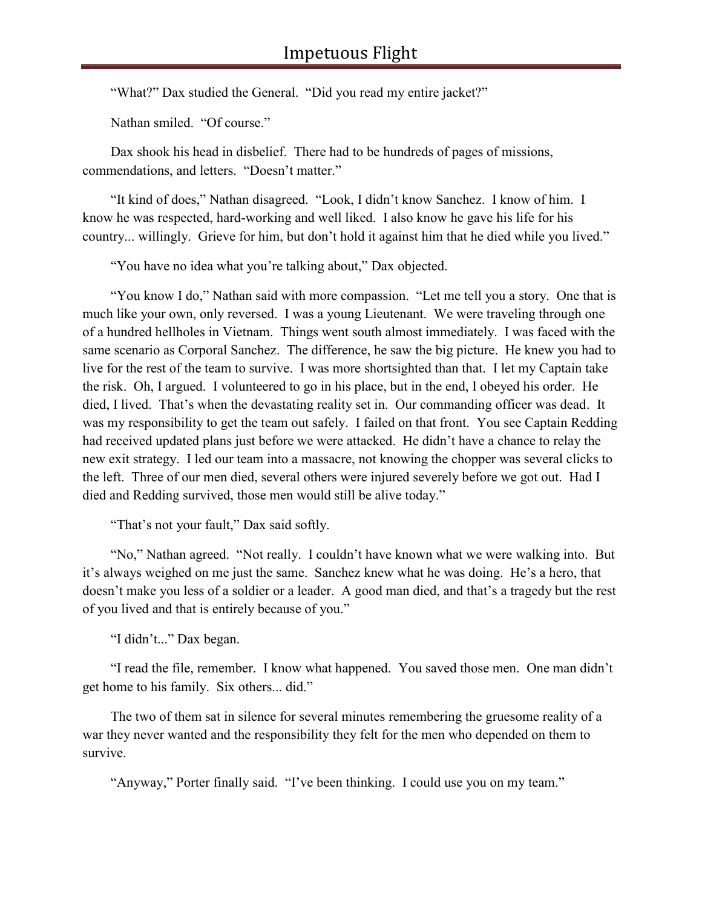"What?" Dax studied the General. "Did you read my entire jacket?"

Nathan smiled. "Of course."

Dax shook his head in disbelief. There had to be hundreds of pages of missions, commendations, and letters. "Doesn't matter."

"It kind of does," Nathan disagreed. "Look, I didn't know Sanchez. I know of him. I know he was respected, hard-working and well liked. I also know he gave his life for his country... willingly. Grieve for him, but don't hold it against him that he died while you lived."

"You have no idea what you're talking about," Dax objected.

"You know I do," Nathan said with more compassion. "Let me tell you a story. One that is much like your own, only reversed. I was a young Lieutenant. We were traveling through one of a hundred hellholes in Vietnam. Things went south almost immediately. I was faced with the same scenario as Corporal Sanchez. The difference, he saw the big picture. He knew you had to live for the rest of the team to survive. I was more shortsighted than that. I let my Captain take the risk. Oh, I argued. I volunteered to go in his place, but in the end, I obeyed his order. He died, I lived. That's when the devastating reality set in. Our commanding officer was dead. It was my responsibility to get the team out safely. I failed on that front. You see Captain Redding had received updated plans just before we were attacked. He didn't have a chance to relay the new exit strategy. I led our team into a massacre, not knowing the chopper was several clicks to the left. Three of our men died, several others were injured severely before we got out. Had I died and Redding survived, those men would still be alive today."

"That's not your fault," Dax said softly.

"No," Nathan agreed. "Not really. I couldn't have known what we were walking into. But it's always weighed on me just the same. Sanchez knew what he was doing. He's a hero, that doesn't make you less of a soldier or a leader. A good man died, and that's a tragedy but the rest of you lived and that is entirely because of you."

"I didn't..." Dax began.

"I read the file, remember. I know what happened. You saved those men. One man didn't get home to his family. Six others... did."

The two of them sat in silence for several minutes remembering the gruesome reality of a war they never wanted and the responsibility they felt for the men who depended on them to survive.

"Anyway," Porter finally said. "I've been thinking. I could use you on my team."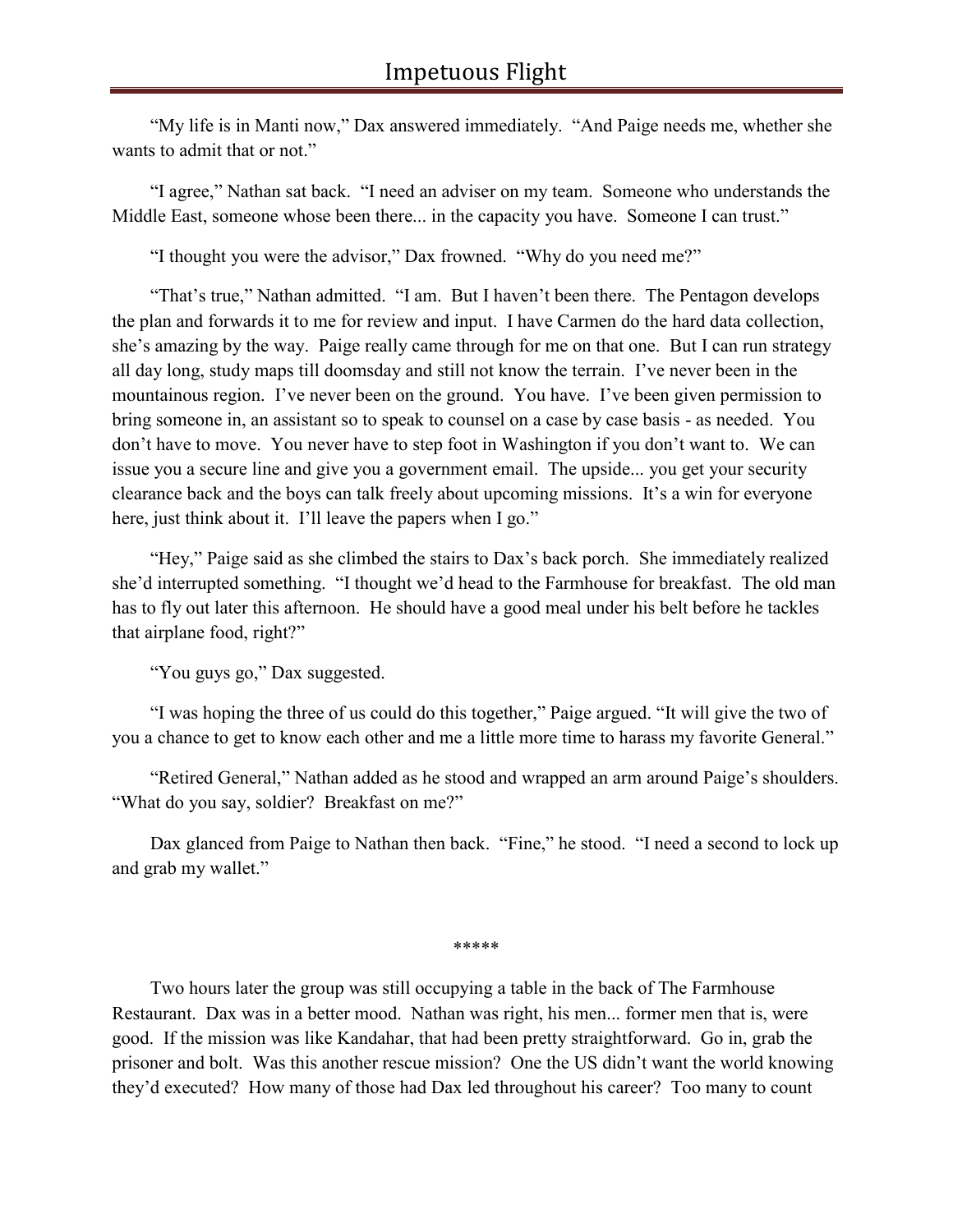"My life is in Manti now," Dax answered immediately. "And Paige needs me, whether she wants to admit that or not."

"I agree," Nathan sat back. "I need an adviser on my team. Someone who understands the Middle East, someone whose been there... in the capacity you have. Someone I can trust."

"I thought you were the advisor," Dax frowned. "Why do you need me?"

"That's true," Nathan admitted. "I am. But I haven't been there. The Pentagon develops the plan and forwards it to me for review and input. I have Carmen do the hard data collection, she's amazing by the way. Paige really came through for me on that one. But I can run strategy all day long, study maps till doomsday and still not know the terrain. I've never been in the mountainous region. I've never been on the ground. You have. I've been given permission to bring someone in, an assistant so to speak to counsel on a case by case basis - as needed. You don't have to move. You never have to step foot in Washington if you don't want to. We can issue you a secure line and give you a government email. The upside... you get your security clearance back and the boys can talk freely about upcoming missions. It's a win for everyone here, just think about it. I'll leave the papers when I go."

"Hey," Paige said as she climbed the stairs to Dax's back porch. She immediately realized she'd interrupted something. "I thought we'd head to the Farmhouse for breakfast. The old man has to fly out later this afternoon. He should have a good meal under his belt before he tackles that airplane food, right?"

"You guys go," Dax suggested.

"I was hoping the three of us could do this together," Paige argued. "It will give the two of you a chance to get to know each other and me a little more time to harass my favorite General."

"Retired General," Nathan added as he stood and wrapped an arm around Paige's shoulders. "What do you say, soldier? Breakfast on me?"

Dax glanced from Paige to Nathan then back. "Fine," he stood. "I need a second to lock up and grab my wallet."

*****

Two hours later the group was still occupying a table in the back of The Farmhouse Restaurant. Dax was in a better mood. Nathan was right, his men... former men that is, were good. If the mission was like Kandahar, that had been pretty straightforward. Go in, grab the prisoner and bolt. Was this another rescue mission? One the US didn't want the world knowing they'd executed? How many of those had Dax led throughout his career? Too many to count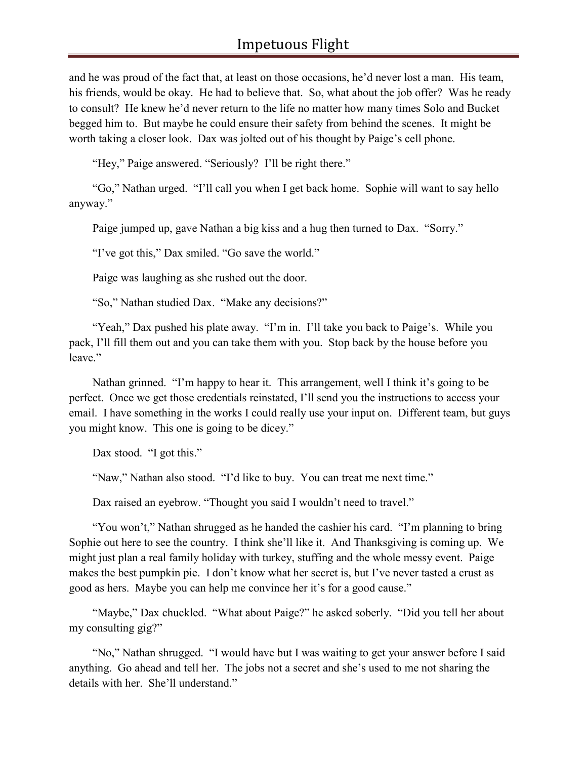and he was proud of the fact that, at least on those occasions, he'd never lost a man. His team, his friends, would be okay. He had to believe that. So, what about the job offer? Was he ready to consult? He knew he'd never return to the life no matter how many times Solo and Bucket begged him to. But maybe he could ensure their safety from behind the scenes. It might be worth taking a closer look. Dax was jolted out of his thought by Paige's cell phone.

"Hey," Paige answered. "Seriously? I'll be right there."

"Go," Nathan urged. "I'll call you when I get back home. Sophie will want to say hello anyway."

Paige jumped up, gave Nathan a big kiss and a hug then turned to Dax. "Sorry."

"I've got this," Dax smiled. "Go save the world."

Paige was laughing as she rushed out the door.

"So," Nathan studied Dax. "Make any decisions?"

"Yeah," Dax pushed his plate away. "I'm in. I'll take you back to Paige's. While you pack, I'll fill them out and you can take them with you. Stop back by the house before you leave."

Nathan grinned. "I'm happy to hear it. This arrangement, well I think it's going to be perfect. Once we get those credentials reinstated, I'll send you the instructions to access your email. I have something in the works I could really use your input on. Different team, but guys you might know. This one is going to be dicey."

Dax stood. "I got this."

"Naw," Nathan also stood. "I'd like to buy. You can treat me next time."

Dax raised an eyebrow. "Thought you said I wouldn't need to travel."

"You won't," Nathan shrugged as he handed the cashier his card. "I'm planning to bring Sophie out here to see the country. I think she'll like it. And Thanksgiving is coming up. We might just plan a real family holiday with turkey, stuffing and the whole messy event. Paige makes the best pumpkin pie. I don't know what her secret is, but I've never tasted a crust as good as hers. Maybe you can help me convince her it's for a good cause."

"Maybe," Dax chuckled. "What about Paige?" he asked soberly. "Did you tell her about my consulting gig?"

"No," Nathan shrugged. "I would have but I was waiting to get your answer before I said anything. Go ahead and tell her. The jobs not a secret and she's used to me not sharing the details with her. She'll understand."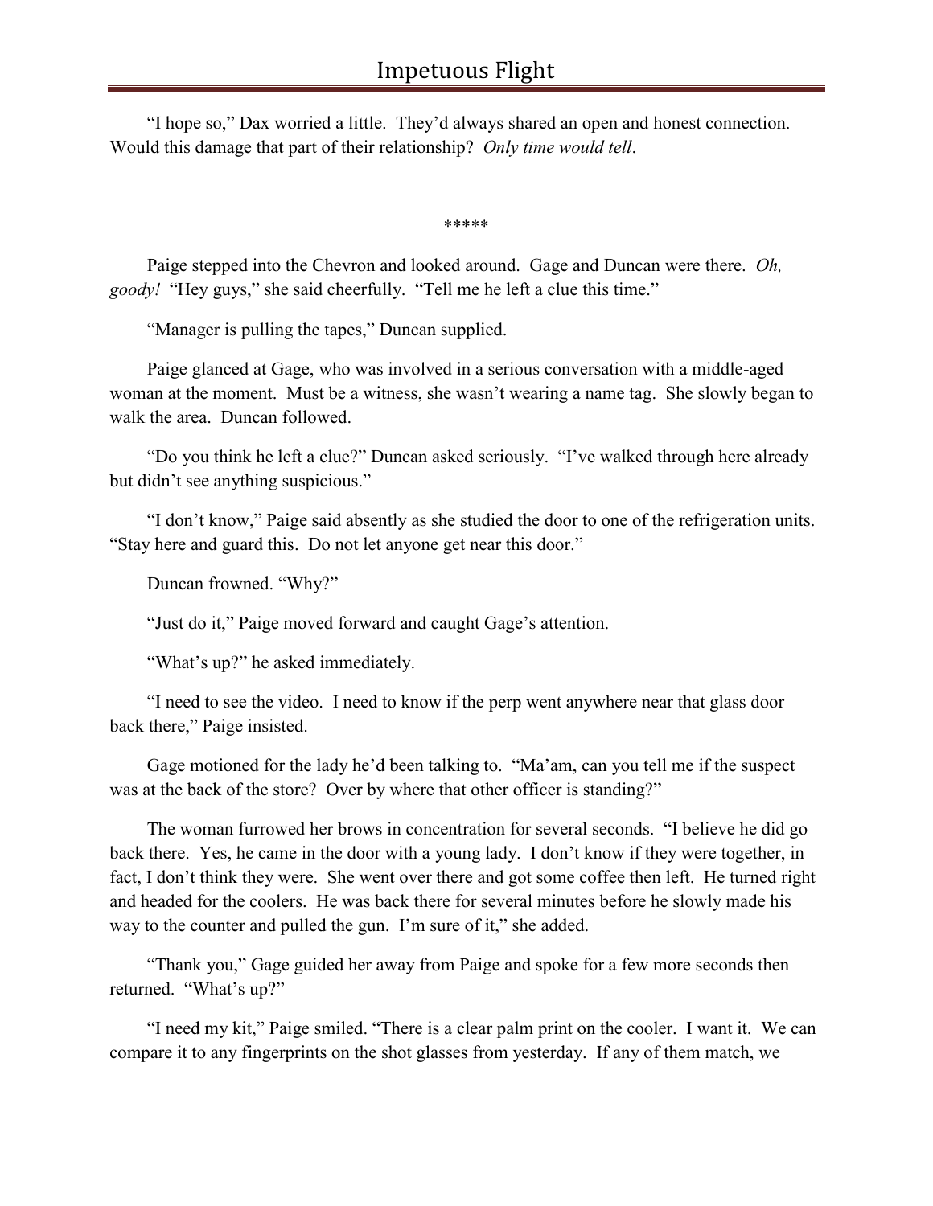"I hope so," Dax worried a little. They'd always shared an open and honest connection. Would this damage that part of their relationship? *Only time would tell*.

\*\*\*\*\*

Paige stepped into the Chevron and looked around. Gage and Duncan were there. *Oh, goody!* "Hey guys," she said cheerfully. "Tell me he left a clue this time."

"Manager is pulling the tapes," Duncan supplied.

Paige glanced at Gage, who was involved in a serious conversation with a middle-aged woman at the moment. Must be a witness, she wasn't wearing a name tag. She slowly began to walk the area. Duncan followed.

"Do you think he left a clue?" Duncan asked seriously. "I've walked through here already but didn't see anything suspicious."

"I don't know," Paige said absently as she studied the door to one of the refrigeration units. "Stay here and guard this. Do not let anyone get near this door."

Duncan frowned. "Why?"

"Just do it," Paige moved forward and caught Gage's attention.

"What's up?" he asked immediately.

"I need to see the video. I need to know if the perp went anywhere near that glass door back there," Paige insisted.

Gage motioned for the lady he'd been talking to. "Ma'am, can you tell me if the suspect was at the back of the store? Over by where that other officer is standing?"

The woman furrowed her brows in concentration for several seconds. "I believe he did go back there. Yes, he came in the door with a young lady. I don't know if they were together, in fact, I don't think they were. She went over there and got some coffee then left. He turned right and headed for the coolers. He was back there for several minutes before he slowly made his way to the counter and pulled the gun. I'm sure of it," she added.

"Thank you," Gage guided her away from Paige and spoke for a few more seconds then returned. "What's up?"

"I need my kit," Paige smiled. "There is a clear palm print on the cooler. I want it. We can compare it to any fingerprints on the shot glasses from yesterday. If any of them match, we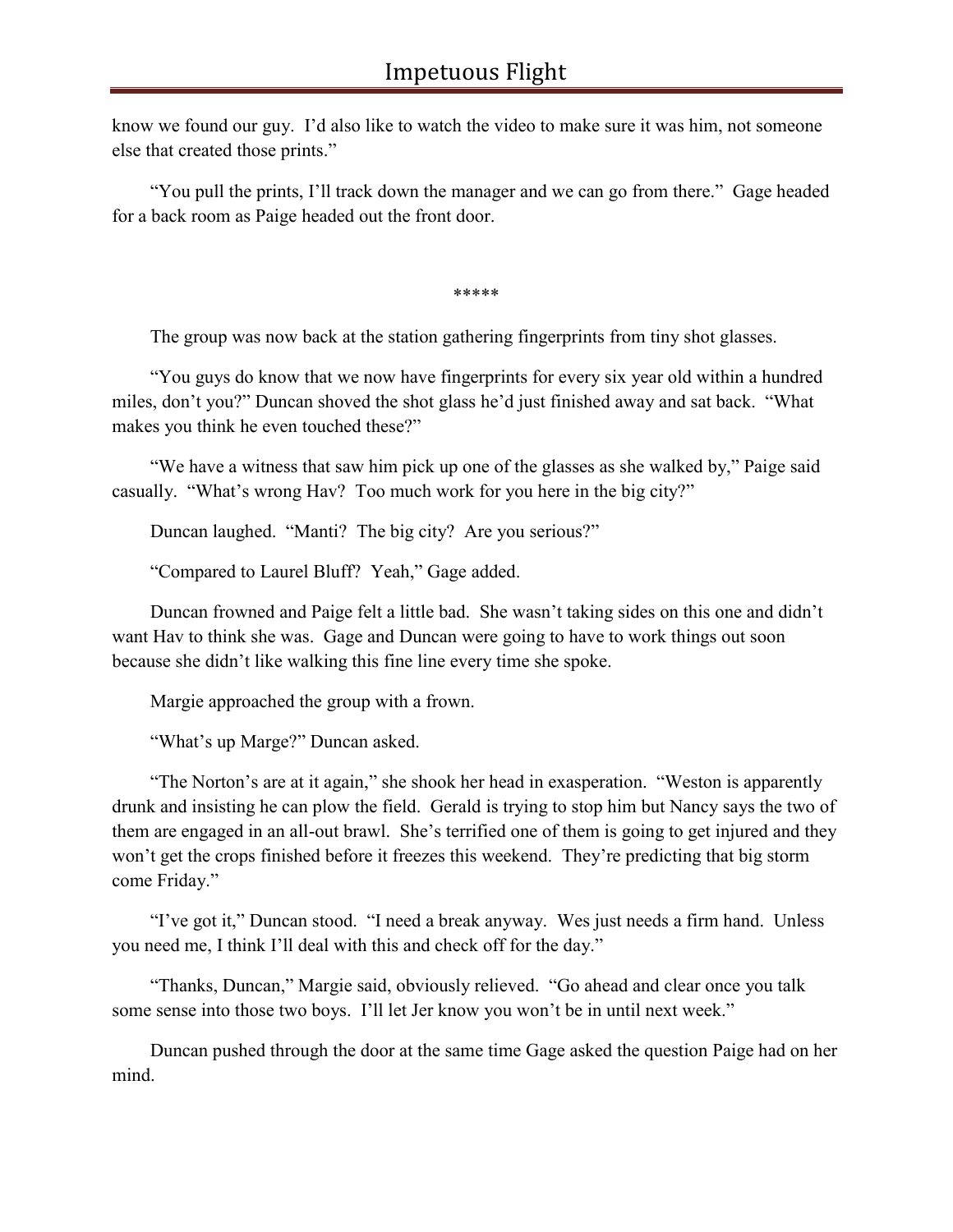know we found our guy. I'd also like to watch the video to make sure it was him, not someone else that created those prints."

"You pull the prints, I'll track down the manager and we can go from there." Gage headed for a back room as Paige headed out the front door.

*****

The group was now back at the station gathering fingerprints from tiny shot glasses.

"You guys do know that we now have fingerprints for every six year old within a hundred miles, don't you?" Duncan shoved the shot glass he'd just finished away and sat back. "What makes you think he even touched these?"

"We have a witness that saw him pick up one of the glasses as she walked by," Paige said casually. "What's wrong Hav? Too much work for you here in the big city?"

Duncan laughed. "Manti? The big city? Are you serious?"

"Compared to Laurel Bluff? Yeah," Gage added.

Duncan frowned and Paige felt a little bad. She wasn't taking sides on this one and didn't want Hav to think she was. Gage and Duncan were going to have to work things out soon because she didn't like walking this fine line every time she spoke.

Margie approached the group with a frown.

"What's up Marge?" Duncan asked.

"The Norton's are at it again," she shook her head in exasperation. "Weston is apparently drunk and insisting he can plow the field. Gerald is trying to stop him but Nancy says the two of them are engaged in an all-out brawl. She's terrified one of them is going to get injured and they won't get the crops finished before it freezes this weekend. They're predicting that big storm come Friday."

"I've got it," Duncan stood. "I need a break anyway. Wes just needs a firm hand. Unless you need me, I think I'll deal with this and check off for the day."

"Thanks, Duncan," Margie said, obviously relieved. "Go ahead and clear once you talk some sense into those two boys. I'll let Jer know you won't be in until next week."

Duncan pushed through the door at the same time Gage asked the question Paige had on her mind.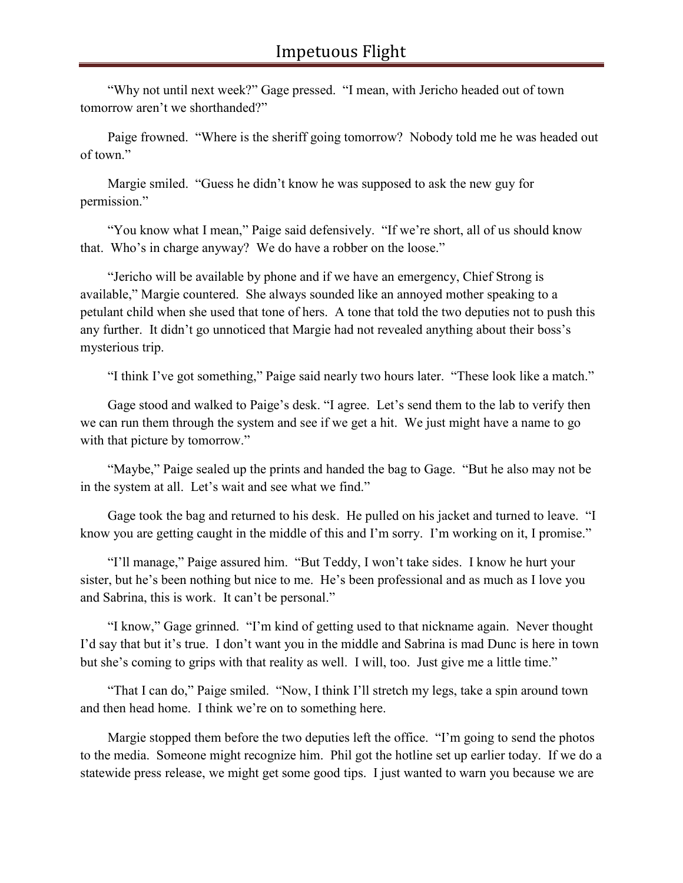"Why not until next week?" Gage pressed. "I mean, with Jericho headed out of town tomorrow aren't we shorthanded?"

Paige frowned. "Where is the sheriff going tomorrow? Nobody told me he was headed out of town."

Margie smiled. "Guess he didn't know he was supposed to ask the new guy for permission."

"You know what I mean," Paige said defensively. "If we're short, all of us should know that. Who's in charge anyway? We do have a robber on the loose."

"Jericho will be available by phone and if we have an emergency, Chief Strong is available," Margie countered. She always sounded like an annoyed mother speaking to a petulant child when she used that tone of hers. A tone that told the two deputies not to push this any further. It didn't go unnoticed that Margie had not revealed anything about their boss's mysterious trip.

"I think I've got something," Paige said nearly two hours later. "These look like a match."

Gage stood and walked to Paige's desk. "I agree. Let's send them to the lab to verify then we can run them through the system and see if we get a hit. We just might have a name to go with that picture by tomorrow."

"Maybe," Paige sealed up the prints and handed the bag to Gage. "But he also may not be in the system at all. Let's wait and see what we find."

Gage took the bag and returned to his desk. He pulled on his jacket and turned to leave. "I know you are getting caught in the middle of this and I'm sorry. I'm working on it, I promise."

"I'll manage," Paige assured him. "But Teddy, I won't take sides. I know he hurt your sister, but he's been nothing but nice to me. He's been professional and as much as I love you and Sabrina, this is work. It can't be personal."

"I know," Gage grinned. "I'm kind of getting used to that nickname again. Never thought I'd say that but it's true. I don't want you in the middle and Sabrina is mad Dunc is here in town but she's coming to grips with that reality as well. I will, too. Just give me a little time."

"That I can do," Paige smiled. "Now, I think I'll stretch my legs, take a spin around town and then head home. I think we're on to something here.

Margie stopped them before the two deputies left the office. "I'm going to send the photos to the media. Someone might recognize him. Phil got the hotline set up earlier today. If we do a statewide press release, we might get some good tips. I just wanted to warn you because we are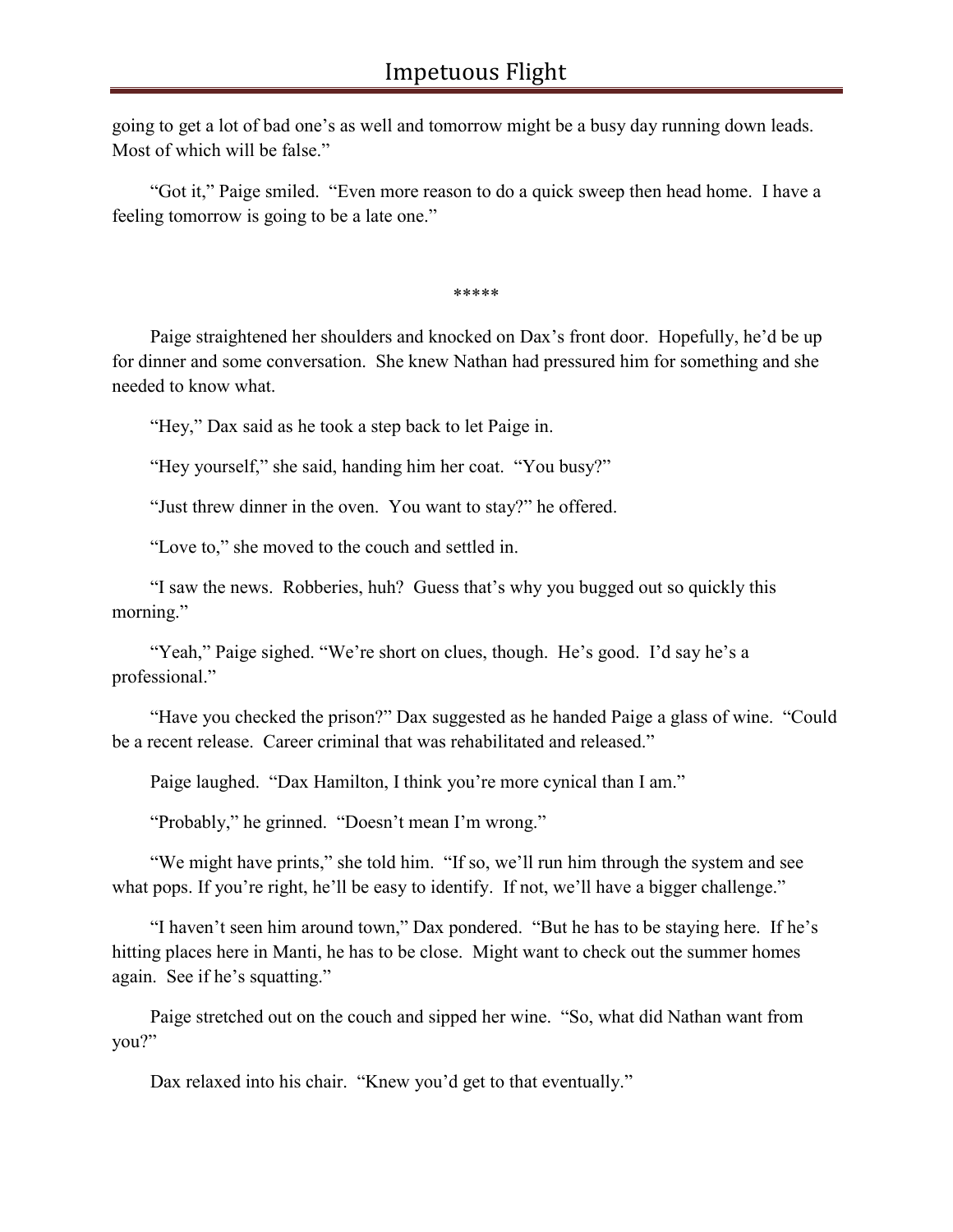going to get a lot of bad one's as well and tomorrow might be a busy day running down leads. Most of which will be false."

"Got it," Paige smiled. "Even more reason to do a quick sweep then head home. I have a feeling tomorrow is going to be a late one."

*****

Paige straightened her shoulders and knocked on Dax's front door. Hopefully, he'd be up for dinner and some conversation. She knew Nathan had pressured him for something and she needed to know what.

"Hey," Dax said as he took a step back to let Paige in.

"Hey yourself," she said, handing him her coat. "You busy?"

"Just threw dinner in the oven. You want to stay?" he offered.

"Love to," she moved to the couch and settled in.

"I saw the news. Robberies, huh? Guess that's why you bugged out so quickly this morning."

"Yeah," Paige sighed. "We're short on clues, though. He's good. I'd say he's a professional."

"Have you checked the prison?" Dax suggested as he handed Paige a glass of wine. "Could be a recent release. Career criminal that was rehabilitated and released."

Paige laughed. "Dax Hamilton, I think you're more cynical than I am."

"Probably," he grinned. "Doesn't mean I'm wrong."

"We might have prints," she told him. "If so, we'll run him through the system and see what pops. If you're right, he'll be easy to identify. If not, we'll have a bigger challenge."

"I haven't seen him around town," Dax pondered. "But he has to be staying here. If he's hitting places here in Manti, he has to be close. Might want to check out the summer homes again. See if he's squatting."

Paige stretched out on the couch and sipped her wine. "So, what did Nathan want from you?"

Dax relaxed into his chair. "Knew you'd get to that eventually."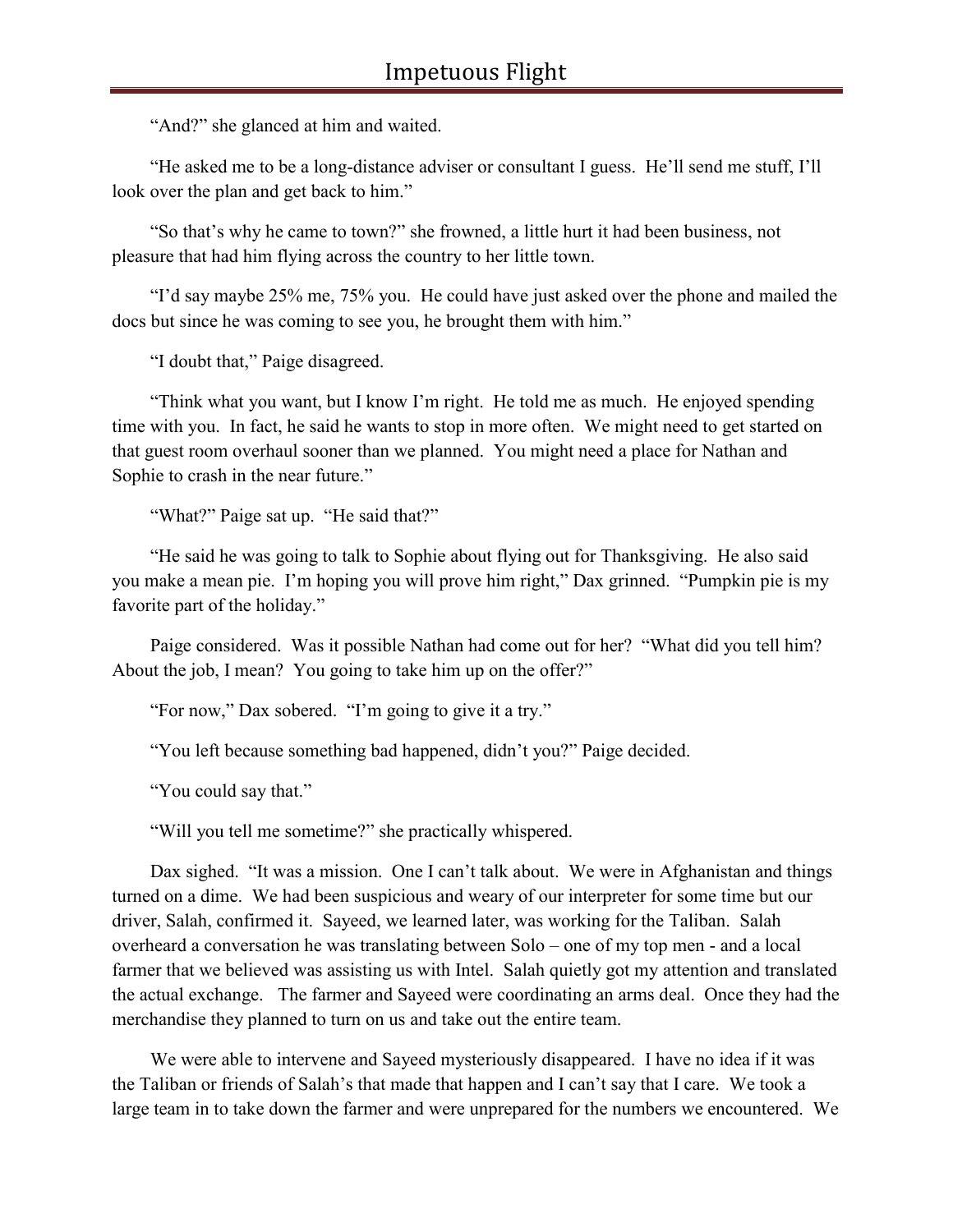"And?" she glanced at him and waited.

"He asked me to be a long-distance adviser or consultant I guess. He'll send me stuff, I'll look over the plan and get back to him."

"So that's why he came to town?" she frowned, a little hurt it had been business, not pleasure that had him flying across the country to her little town.

"I'd say maybe 25% me, 75% you. He could have just asked over the phone and mailed the docs but since he was coming to see you, he brought them with him."

"I doubt that," Paige disagreed.

"Think what you want, but I know I'm right. He told me as much. He enjoyed spending time with you. In fact, he said he wants to stop in more often. We might need to get started on that guest room overhaul sooner than we planned. You might need a place for Nathan and Sophie to crash in the near future."

"What?" Paige sat up. "He said that?"

"He said he was going to talk to Sophie about flying out for Thanksgiving. He also said you make a mean pie. I'm hoping you will prove him right," Dax grinned. "Pumpkin pie is my favorite part of the holiday."

Paige considered. Was it possible Nathan had come out for her? "What did you tell him? About the job, I mean? You going to take him up on the offer?"

"For now," Dax sobered. "I'm going to give it a try."

"You left because something bad happened, didn't you?" Paige decided.

"You could say that."

"Will you tell me sometime?" she practically whispered.

Dax sighed. "It was a mission. One I can't talk about. We were in Afghanistan and things turned on a dime. We had been suspicious and weary of our interpreter for some time but our driver, Salah, confirmed it. Sayeed, we learned later, was working for the Taliban. Salah overheard a conversation he was translating between Solo – one of my top men - and a local farmer that we believed was assisting us with Intel. Salah quietly got my attention and translated the actual exchange. The farmer and Sayeed were coordinating an arms deal. Once they had the merchandise they planned to turn on us and take out the entire team.

We were able to intervene and Sayeed mysteriously disappeared. I have no idea if it was the Taliban or friends of Salah's that made that happen and I can't say that I care. We took a large team in to take down the farmer and were unprepared for the numbers we encountered. We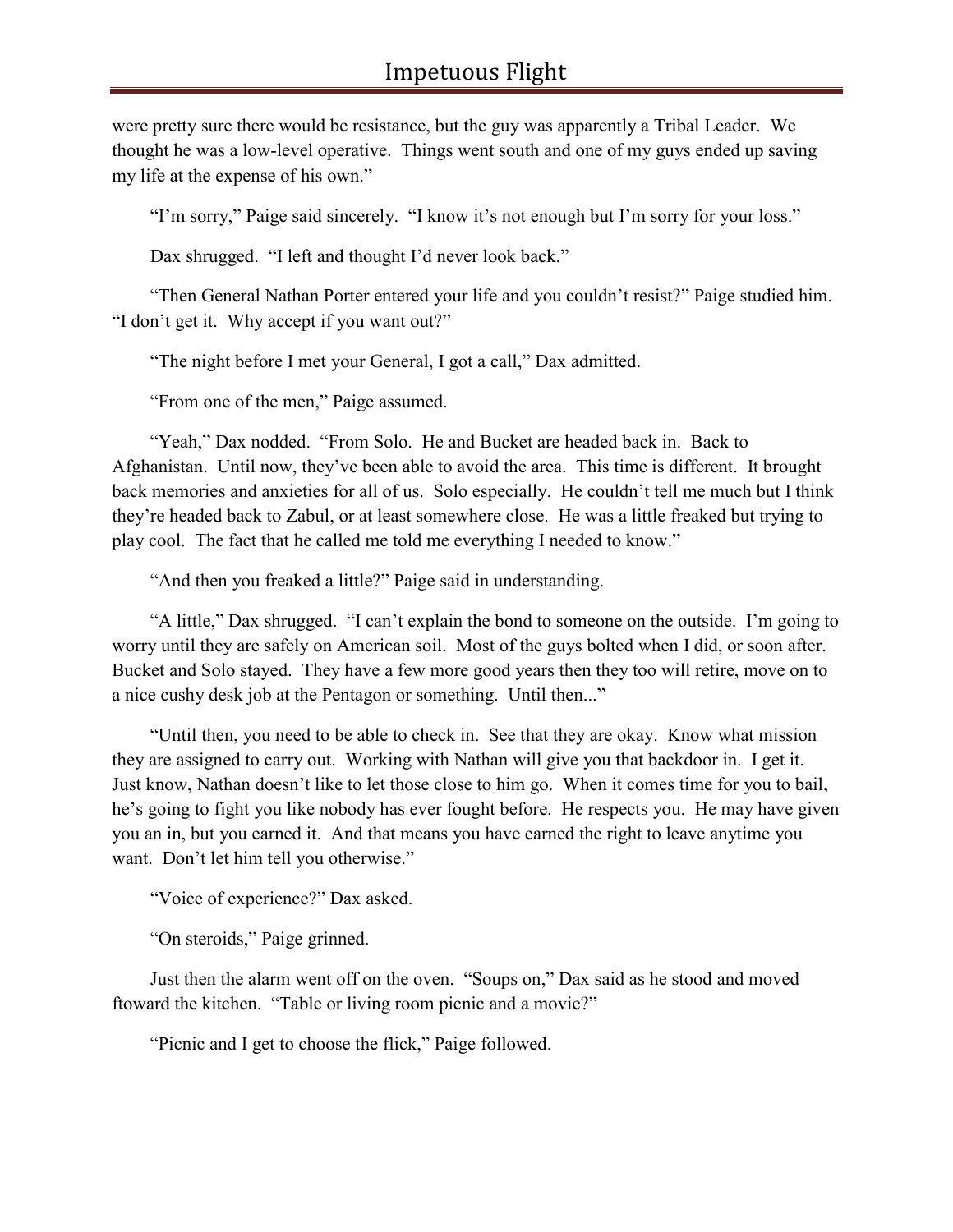were pretty sure there would be resistance, but the guy was apparently a Tribal Leader. We thought he was a low-level operative. Things went south and one of my guys ended up saving my life at the expense of his own."

"I'm sorry," Paige said sincerely. "I know it's not enough but I'm sorry for your loss."

Dax shrugged. "I left and thought I'd never look back."

"Then General Nathan Porter entered your life and you couldn't resist?" Paige studied him. "I don't get it. Why accept if you want out?"

"The night before I met your General, I got a call," Dax admitted.

"From one of the men," Paige assumed.

"Yeah," Dax nodded. "From Solo. He and Bucket are headed back in. Back to Afghanistan. Until now, they've been able to avoid the area. This time is different. It brought back memories and anxieties for all of us. Solo especially. He couldn't tell me much but I think they're headed back to Zabul, or at least somewhere close. He was a little freaked but trying to play cool. The fact that he called me told me everything I needed to know."

"And then you freaked a little?" Paige said in understanding.

"A little," Dax shrugged. "I can't explain the bond to someone on the outside. I'm going to worry until they are safely on American soil. Most of the guys bolted when I did, or soon after. Bucket and Solo stayed. They have a few more good years then they too will retire, move on to a nice cushy desk job at the Pentagon or something. Until then..."

"Until then, you need to be able to check in. See that they are okay. Know what mission they are assigned to carry out. Working with Nathan will give you that backdoor in. I get it. Just know, Nathan doesn't like to let those close to him go. When it comes time for you to bail, he's going to fight you like nobody has ever fought before. He respects you. He may have given you an in, but you earned it. And that means you have earned the right to leave anytime you want. Don't let him tell you otherwise."

"Voice of experience?" Dax asked.

"On steroids," Paige grinned.

Just then the alarm went off on the oven. "Soups on," Dax said as he stood and moved ftoward the kitchen. "Table or living room picnic and a movie?"

"Picnic and I get to choose the flick," Paige followed.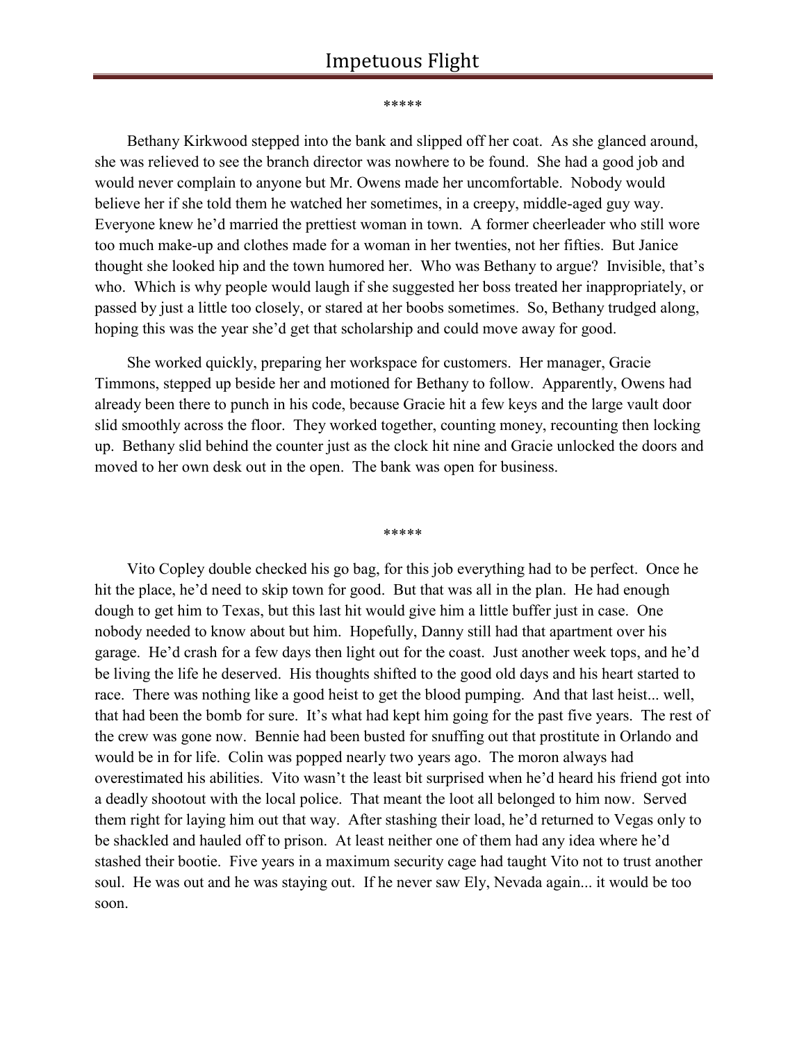\*\*\*\*\*

Bethany Kirkwood stepped into the bank and slipped off her coat. As she glanced around, she was relieved to see the branch director was nowhere to be found. She had a good job and would never complain to anyone but Mr. Owens made her uncomfortable. Nobody would believe her if she told them he watched her sometimes, in a creepy, middle-aged guy way. Everyone knew he'd married the prettiest woman in town. A former cheerleader who still wore too much make-up and clothes made for a woman in her twenties, not her fifties. But Janice thought she looked hip and the town humored her. Who was Bethany to argue? Invisible, that's who. Which is why people would laugh if she suggested her boss treated her inappropriately, or passed by just a little too closely, or stared at her boobs sometimes. So, Bethany trudged along, hoping this was the year she'd get that scholarship and could move away for good.

She worked quickly, preparing her workspace for customers. Her manager, Gracie Timmons, stepped up beside her and motioned for Bethany to follow. Apparently, Owens had already been there to punch in his code, because Gracie hit a few keys and the large vault door slid smoothly across the floor. They worked together, counting money, recounting then locking up. Bethany slid behind the counter just as the clock hit nine and Gracie unlocked the doors and moved to her own desk out in the open. The bank was open for business.

\*\*\*\*\*

Vito Copley double checked his go bag, for this job everything had to be perfect. Once he hit the place, he'd need to skip town for good. But that was all in the plan. He had enough dough to get him to Texas, but this last hit would give him a little buffer just in case. One nobody needed to know about but him. Hopefully, Danny still had that apartment over his garage. He'd crash for a few days then light out for the coast. Just another week tops, and he'd be living the life he deserved. His thoughts shifted to the good old days and his heart started to race. There was nothing like a good heist to get the blood pumping. And that last heist... well, that had been the bomb for sure. It's what had kept him going for the past five years. The rest of the crew was gone now. Bennie had been busted for snuffing out that prostitute in Orlando and would be in for life. Colin was popped nearly two years ago. The moron always had overestimated his abilities. Vito wasn't the least bit surprised when he'd heard his friend got into a deadly shootout with the local police. That meant the loot all belonged to him now. Served them right for laying him out that way. After stashing their load, he'd returned to Vegas only to be shackled and hauled off to prison. At least neither one of them had any idea where he'd stashed their bootie. Five years in a maximum security cage had taught Vito not to trust another soul. He was out and he was staying out. If he never saw Ely, Nevada again... it would be too soon.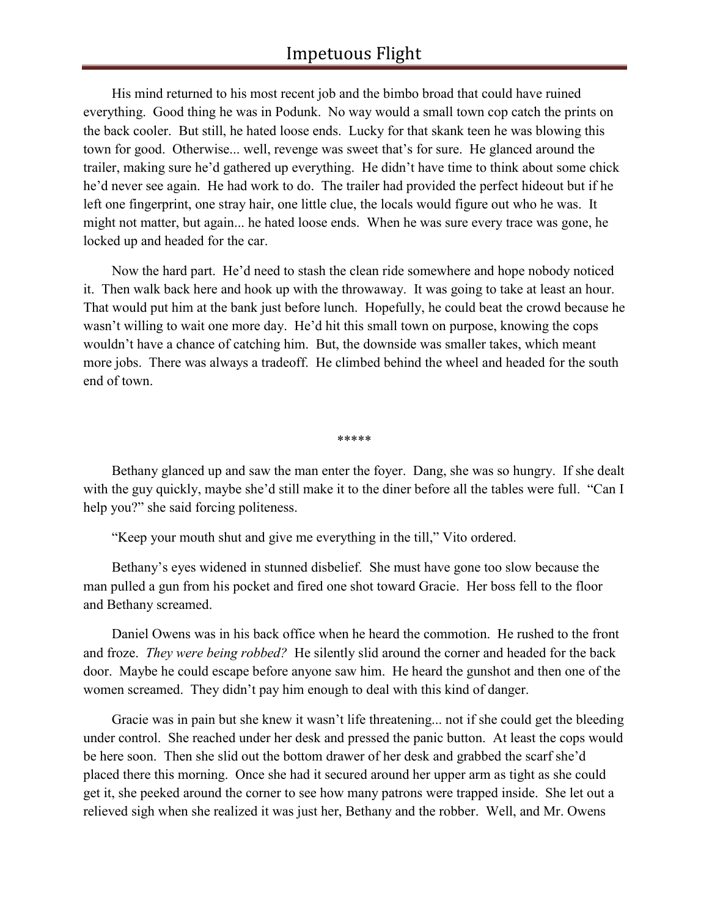His mind returned to his most recent job and the bimbo broad that could have ruined everything. Good thing he was in Podunk. No way would a small town cop catch the prints on the back cooler. But still, he hated loose ends. Lucky for that skank teen he was blowing this town for good. Otherwise... well, revenge was sweet that's for sure. He glanced around the trailer, making sure he'd gathered up everything. He didn't have time to think about some chick he'd never see again. He had work to do. The trailer had provided the perfect hideout but if he left one fingerprint, one stray hair, one little clue, the locals would figure out who he was. It might not matter, but again... he hated loose ends. When he was sure every trace was gone, he locked up and headed for the car.

Now the hard part. He'd need to stash the clean ride somewhere and hope nobody noticed it. Then walk back here and hook up with the throwaway. It was going to take at least an hour. That would put him at the bank just before lunch. Hopefully, he could beat the crowd because he wasn't willing to wait one more day. He'd hit this small town on purpose, knowing the cops wouldn't have a chance of catching him. But, the downside was smaller takes, which meant more jobs. There was always a tradeoff. He climbed behind the wheel and headed for the south end of town.

*****

Bethany glanced up and saw the man enter the foyer. Dang, she was so hungry. If she dealt with the guy quickly, maybe she'd still make it to the diner before all the tables were full. "Can I help you?" she said forcing politeness.

"Keep your mouth shut and give me everything in the till," Vito ordered.

Bethany's eyes widened in stunned disbelief. She must have gone too slow because the man pulled a gun from his pocket and fired one shot toward Gracie. Her boss fell to the floor and Bethany screamed.

Daniel Owens was in his back office when he heard the commotion. He rushed to the front and froze. *They were being robbed?* He silently slid around the corner and headed for the back door. Maybe he could escape before anyone saw him. He heard the gunshot and then one of the women screamed. They didn't pay him enough to deal with this kind of danger.

Gracie was in pain but she knew it wasn't life threatening... not if she could get the bleeding under control. She reached under her desk and pressed the panic button. At least the cops would be here soon. Then she slid out the bottom drawer of her desk and grabbed the scarf she'd placed there this morning. Once she had it secured around her upper arm as tight as she could get it, she peeked around the corner to see how many patrons were trapped inside. She let out a relieved sigh when she realized it was just her, Bethany and the robber. Well, and Mr. Owens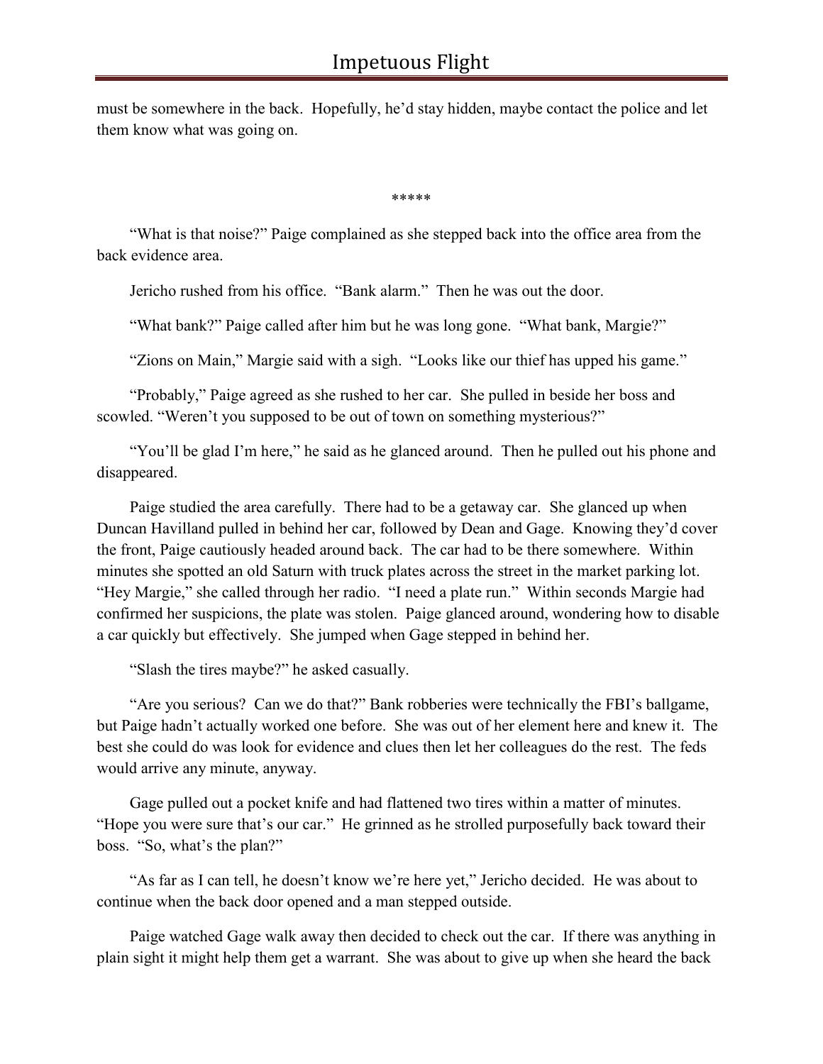must be somewhere in the back. Hopefully, he'd stay hidden, maybe contact the police and let them know what was going on.

*****

"What is that noise?" Paige complained as she stepped back into the office area from the back evidence area.

Jericho rushed from his office. "Bank alarm." Then he was out the door.

"What bank?" Paige called after him but he was long gone. "What bank, Margie?"

"Zions on Main," Margie said with a sigh. "Looks like our thief has upped his game."

"Probably," Paige agreed as she rushed to her car. She pulled in beside her boss and scowled. "Weren't you supposed to be out of town on something mysterious?"

"You'll be glad I'm here," he said as he glanced around. Then he pulled out his phone and disappeared.

Paige studied the area carefully. There had to be a getaway car. She glanced up when Duncan Havilland pulled in behind her car, followed by Dean and Gage. Knowing they'd cover the front, Paige cautiously headed around back. The car had to be there somewhere. Within minutes she spotted an old Saturn with truck plates across the street in the market parking lot. "Hey Margie," she called through her radio. "I need a plate run." Within seconds Margie had confirmed her suspicions, the plate was stolen. Paige glanced around, wondering how to disable a car quickly but effectively. She jumped when Gage stepped in behind her.

"Slash the tires maybe?" he asked casually.

"Are you serious? Can we do that?" Bank robberies were technically the FBI's ballgame, but Paige hadn't actually worked one before. She was out of her element here and knew it. The best she could do was look for evidence and clues then let her colleagues do the rest. The feds would arrive any minute, anyway.

Gage pulled out a pocket knife and had flattened two tires within a matter of minutes. "Hope you were sure that's our car." He grinned as he strolled purposefully back toward their boss. "So, what's the plan?"

"As far as I can tell, he doesn't know we're here yet," Jericho decided. He was about to continue when the back door opened and a man stepped outside.

Paige watched Gage walk away then decided to check out the car. If there was anything in plain sight it might help them get a warrant. She was about to give up when she heard the back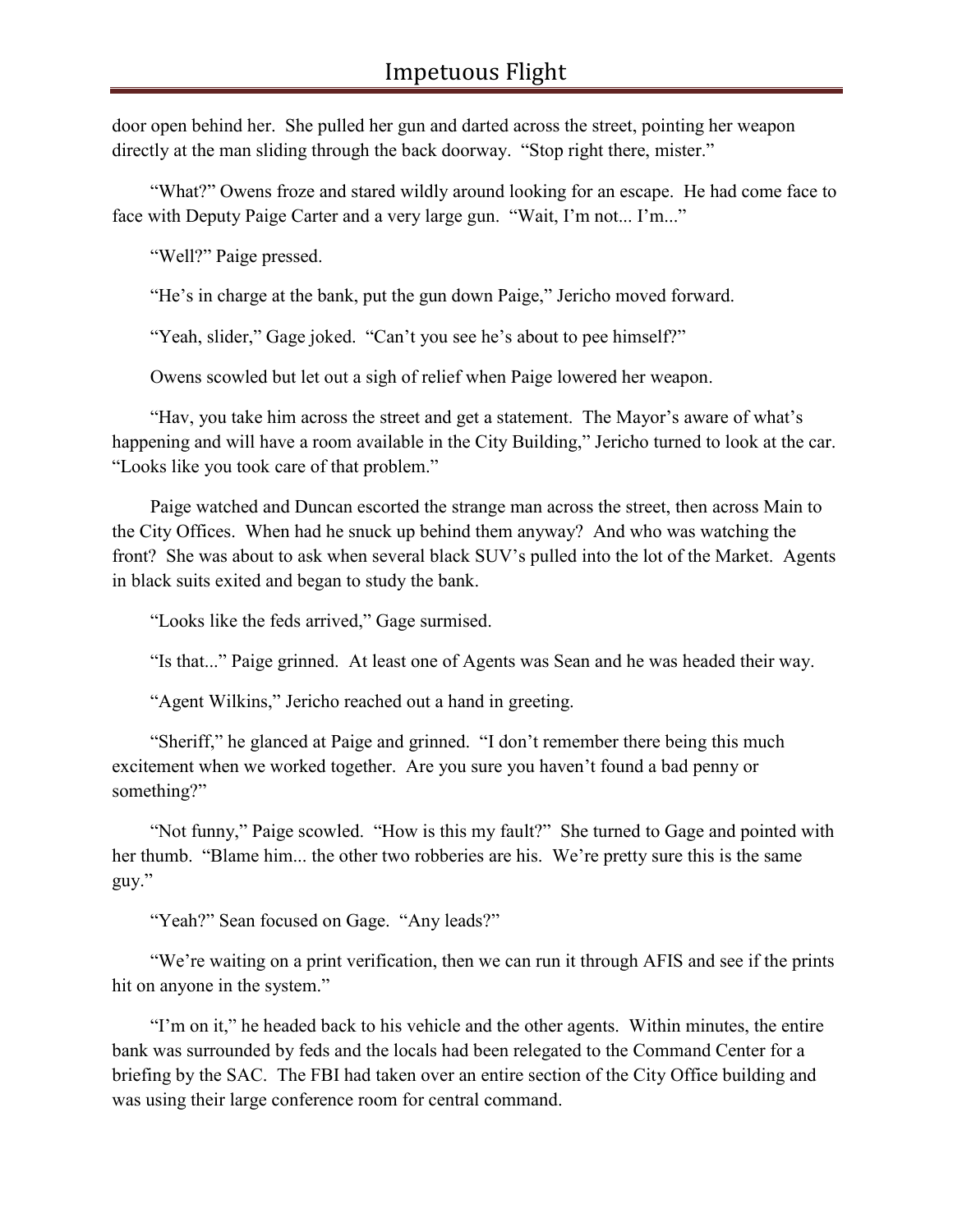door open behind her. She pulled her gun and darted across the street, pointing her weapon directly at the man sliding through the back doorway. "Stop right there, mister."

"What?" Owens froze and stared wildly around looking for an escape. He had come face to face with Deputy Paige Carter and a very large gun. "Wait, I'm not... I'm..."

"Well?" Paige pressed.

"He's in charge at the bank, put the gun down Paige," Jericho moved forward.

"Yeah, slider," Gage joked. "Can't you see he's about to pee himself?"

Owens scowled but let out a sigh of relief when Paige lowered her weapon.

"Hav, you take him across the street and get a statement. The Mayor's aware of what's happening and will have a room available in the City Building," Jericho turned to look at the car. "Looks like you took care of that problem."

Paige watched and Duncan escorted the strange man across the street, then across Main to the City Offices. When had he snuck up behind them anyway? And who was watching the front? She was about to ask when several black SUV's pulled into the lot of the Market. Agents in black suits exited and began to study the bank.

"Looks like the feds arrived," Gage surmised.

"Is that..." Paige grinned. At least one of Agents was Sean and he was headed their way.

"Agent Wilkins," Jericho reached out a hand in greeting.

"Sheriff," he glanced at Paige and grinned. "I don't remember there being this much excitement when we worked together. Are you sure you haven't found a bad penny or something?"

"Not funny," Paige scowled. "How is this my fault?" She turned to Gage and pointed with her thumb. "Blame him... the other two robberies are his. We're pretty sure this is the same guy."

"Yeah?" Sean focused on Gage. "Any leads?"

"We're waiting on a print verification, then we can run it through AFIS and see if the prints hit on anyone in the system."

"I'm on it," he headed back to his vehicle and the other agents. Within minutes, the entire bank was surrounded by feds and the locals had been relegated to the Command Center for a briefing by the SAC. The FBI had taken over an entire section of the City Office building and was using their large conference room for central command.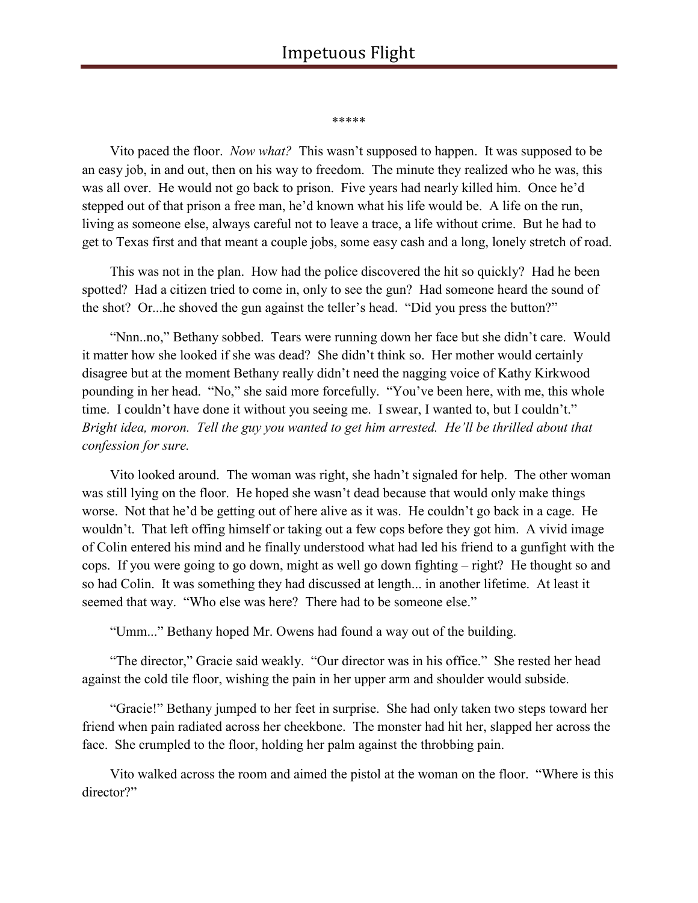\*\*\*\*\*

Vito paced the floor. *Now what?* This wasn't supposed to happen. It was supposed to be an easy job, in and out, then on his way to freedom. The minute they realized who he was, this was all over. He would not go back to prison. Five years had nearly killed him. Once he'd stepped out of that prison a free man, he'd known what his life would be. A life on the run, living as someone else, always careful not to leave a trace, a life without crime. But he had to get to Texas first and that meant a couple jobs, some easy cash and a long, lonely stretch of road.

This was not in the plan. How had the police discovered the hit so quickly? Had he been spotted? Had a citizen tried to come in, only to see the gun? Had someone heard the sound of the shot? Or...he shoved the gun against the teller's head. "Did you press the button?"

"Nnn..no," Bethany sobbed. Tears were running down her face but she didn't care. Would it matter how she looked if she was dead? She didn't think so. Her mother would certainly disagree but at the moment Bethany really didn't need the nagging voice of Kathy Kirkwood pounding in her head. "No," she said more forcefully. "You've been here, with me, this whole time. I couldn't have done it without you seeing me. I swear, I wanted to, but I couldn't." *Bright idea, moron. Tell the guy you wanted to get him arrested. He'll be thrilled about that confession for sure.*

Vito looked around. The woman was right, she hadn't signaled for help. The other woman was still lying on the floor. He hoped she wasn't dead because that would only make things worse. Not that he'd be getting out of here alive as it was. He couldn't go back in a cage. He wouldn't. That left offing himself or taking out a few cops before they got him. A vivid image of Colin entered his mind and he finally understood what had led his friend to a gunfight with the cops. If you were going to go down, might as well go down fighting – right? He thought so and so had Colin. It was something they had discussed at length... in another lifetime. At least it seemed that way. "Who else was here? There had to be someone else."

"Umm..." Bethany hoped Mr. Owens had found a way out of the building.

"The director," Gracie said weakly. "Our director was in his office." She rested her head against the cold tile floor, wishing the pain in her upper arm and shoulder would subside.

"Gracie!" Bethany jumped to her feet in surprise. She had only taken two steps toward her friend when pain radiated across her cheekbone. The monster had hit her, slapped her across the face. She crumpled to the floor, holding her palm against the throbbing pain.

Vito walked across the room and aimed the pistol at the woman on the floor. "Where is this director?"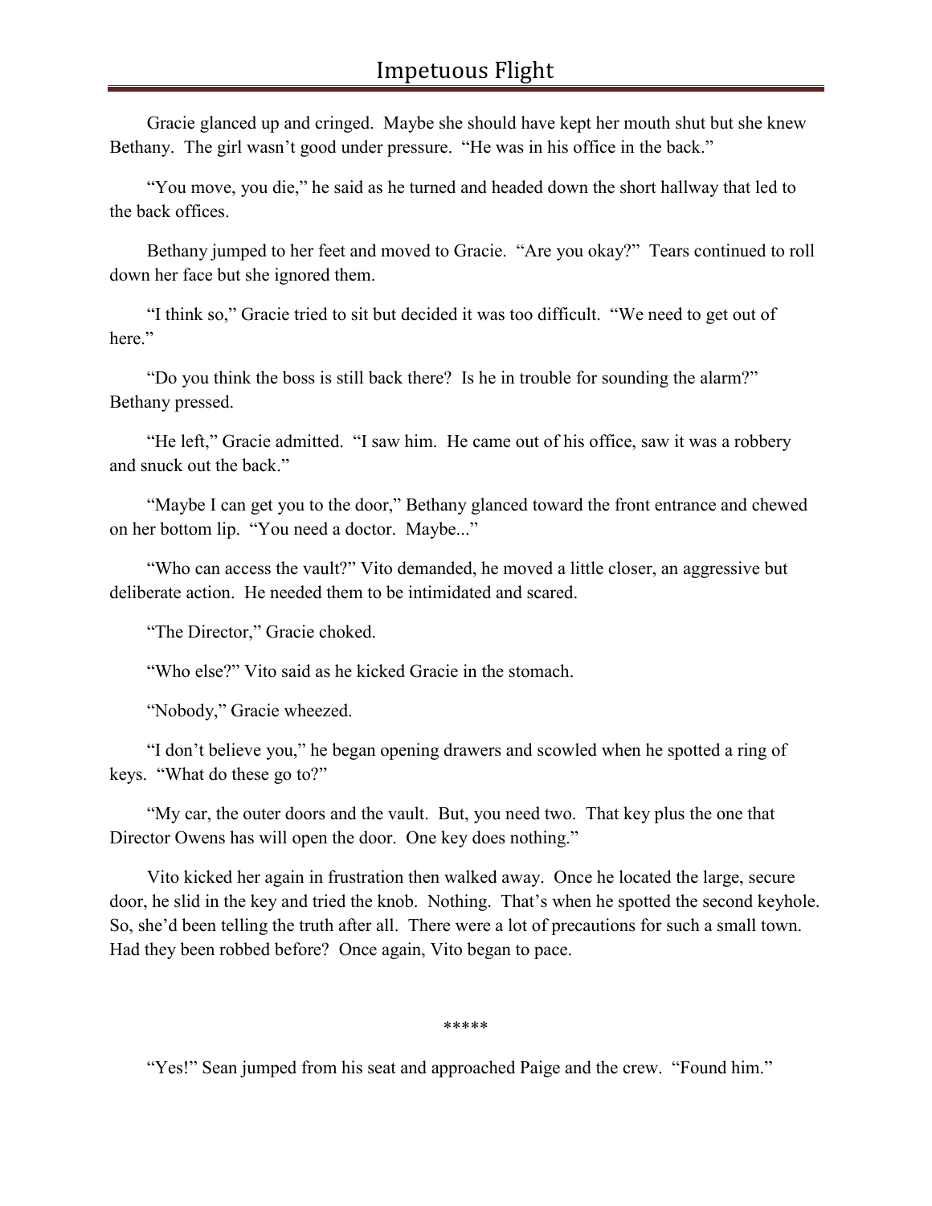Gracie glanced up and cringed. Maybe she should have kept her mouth shut but she knew Bethany. The girl wasn't good under pressure. "He was in his office in the back."

"You move, you die," he said as he turned and headed down the short hallway that led to the back offices.

Bethany jumped to her feet and moved to Gracie. "Are you okay?" Tears continued to roll down her face but she ignored them.

"I think so," Gracie tried to sit but decided it was too difficult. "We need to get out of here."

"Do you think the boss is still back there? Is he in trouble for sounding the alarm?" Bethany pressed.

"He left," Gracie admitted. "I saw him. He came out of his office, saw it was a robbery and snuck out the back."

"Maybe I can get you to the door," Bethany glanced toward the front entrance and chewed on her bottom lip. "You need a doctor. Maybe..."

"Who can access the vault?" Vito demanded, he moved a little closer, an aggressive but deliberate action. He needed them to be intimidated and scared.

"The Director," Gracie choked.

"Who else?" Vito said as he kicked Gracie in the stomach.

"Nobody," Gracie wheezed.

"I don't believe you," he began opening drawers and scowled when he spotted a ring of keys. "What do these go to?"

"My car, the outer doors and the vault. But, you need two. That key plus the one that Director Owens has will open the door. One key does nothing."

Vito kicked her again in frustration then walked away. Once he located the large, secure door, he slid in the key and tried the knob. Nothing. That's when he spotted the second keyhole. So, she'd been telling the truth after all. There were a lot of precautions for such a small town. Had they been robbed before? Once again, Vito began to pace.

*****

"Yes!" Sean jumped from his seat and approached Paige and the crew. "Found him."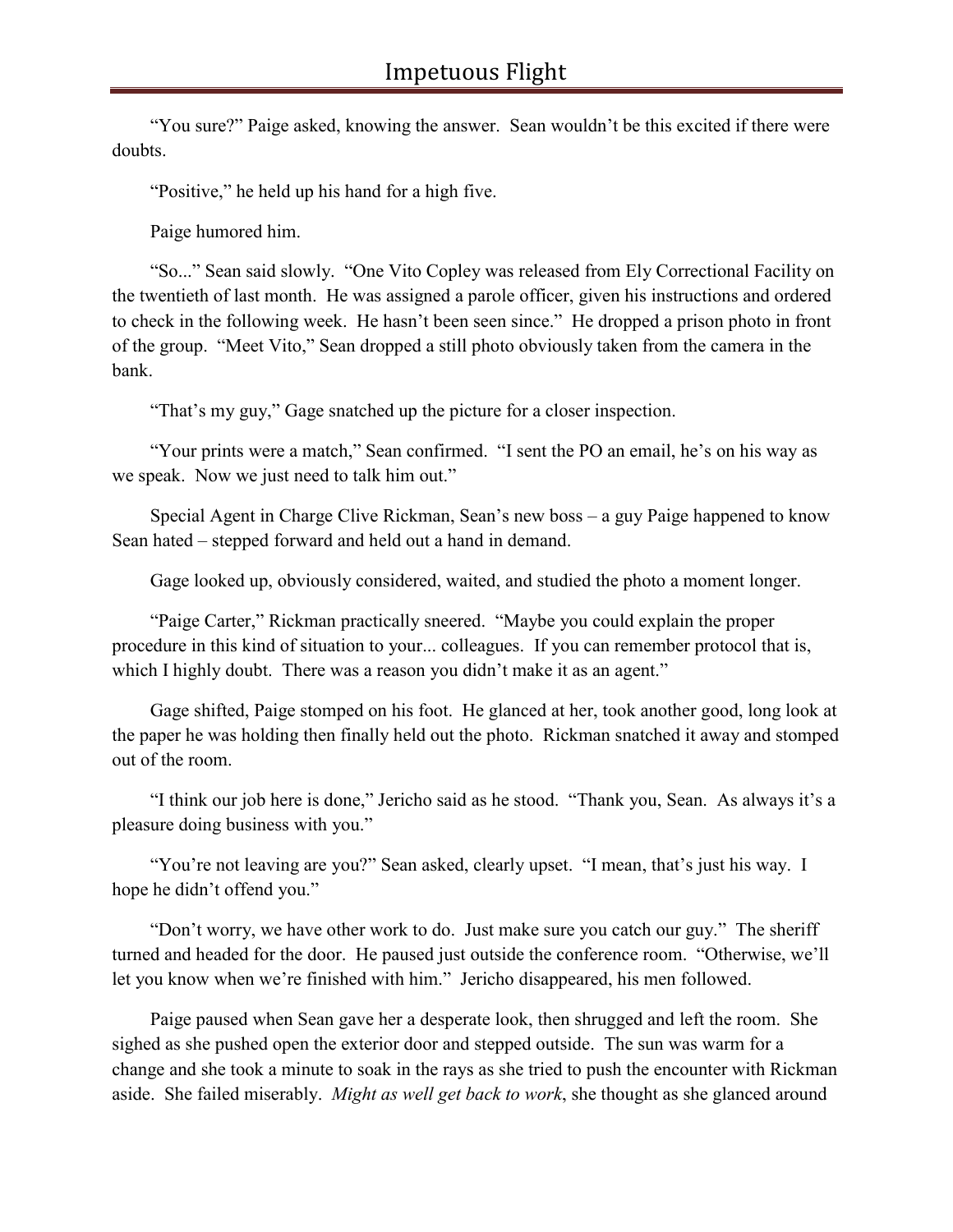"You sure?" Paige asked, knowing the answer. Sean wouldn't be this excited if there were doubts.

"Positive," he held up his hand for a high five.

Paige humored him.

"So..." Sean said slowly. "One Vito Copley was released from Ely Correctional Facility on the twentieth of last month. He was assigned a parole officer, given his instructions and ordered to check in the following week. He hasn't been seen since." He dropped a prison photo in front of the group. "Meet Vito," Sean dropped a still photo obviously taken from the camera in the bank.

"That's my guy," Gage snatched up the picture for a closer inspection.

"Your prints were a match," Sean confirmed. "I sent the PO an email, he's on his way as we speak. Now we just need to talk him out."

Special Agent in Charge Clive Rickman, Sean's new boss – a guy Paige happened to know Sean hated – stepped forward and held out a hand in demand.

Gage looked up, obviously considered, waited, and studied the photo a moment longer.

"Paige Carter," Rickman practically sneered. "Maybe you could explain the proper procedure in this kind of situation to your... colleagues. If you can remember protocol that is, which I highly doubt. There was a reason you didn't make it as an agent."

Gage shifted, Paige stomped on his foot. He glanced at her, took another good, long look at the paper he was holding then finally held out the photo. Rickman snatched it away and stomped out of the room.

"I think our job here is done," Jericho said as he stood. "Thank you, Sean. As always it's a pleasure doing business with you."

"You're not leaving are you?" Sean asked, clearly upset. "I mean, that's just his way. I hope he didn't offend you."

"Don't worry, we have other work to do. Just make sure you catch our guy." The sheriff turned and headed for the door. He paused just outside the conference room. "Otherwise, we'll let you know when we're finished with him." Jericho disappeared, his men followed.

Paige paused when Sean gave her a desperate look, then shrugged and left the room. She sighed as she pushed open the exterior door and stepped outside. The sun was warm for a change and she took a minute to soak in the rays as she tried to push the encounter with Rickman aside. She failed miserably. *Might as well get back to work*, she thought as she glanced around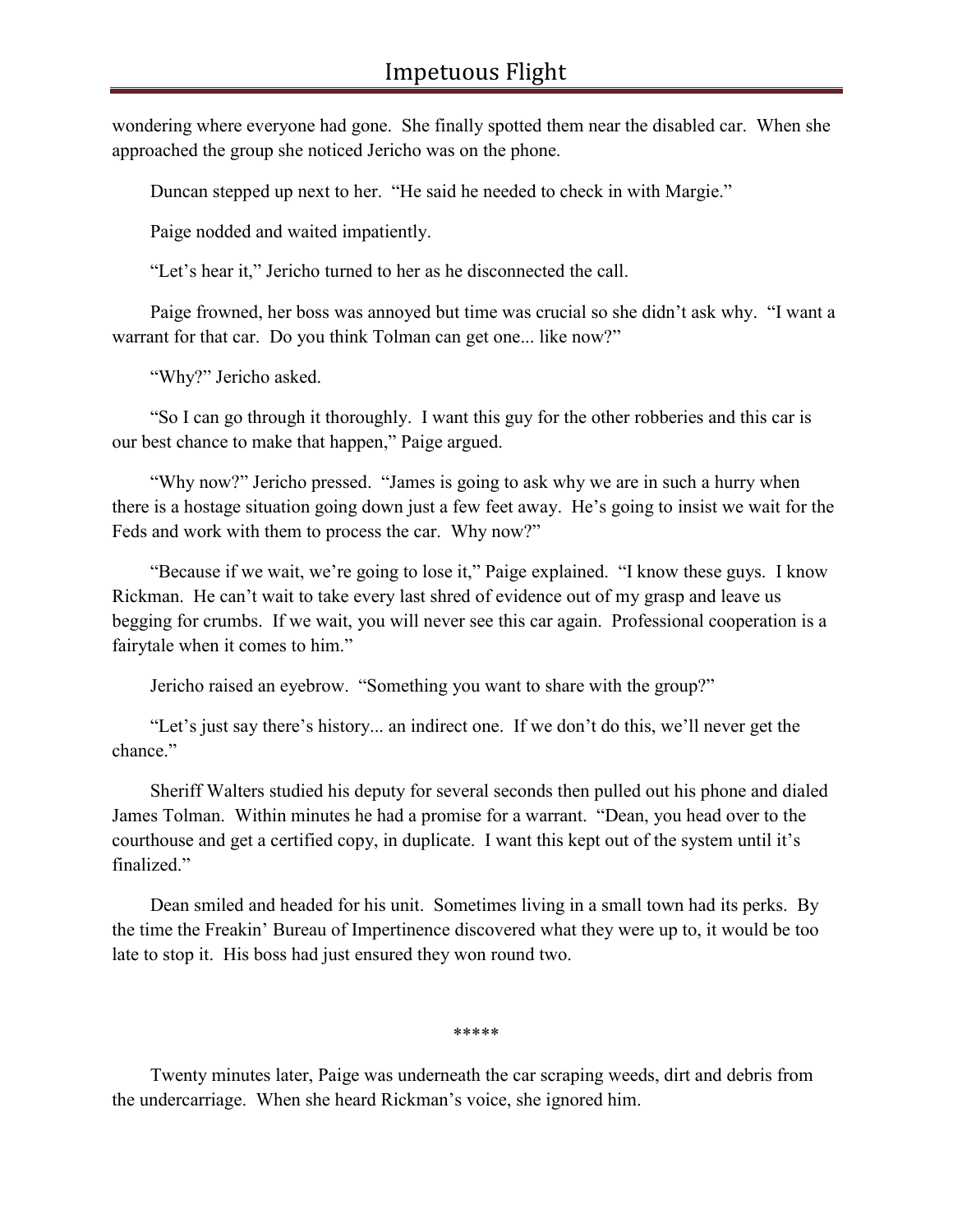wondering where everyone had gone. She finally spotted them near the disabled car. When she approached the group she noticed Jericho was on the phone.

Duncan stepped up next to her. "He said he needed to check in with Margie."

Paige nodded and waited impatiently.

"Let's hear it," Jericho turned to her as he disconnected the call.

Paige frowned, her boss was annoyed but time was crucial so she didn't ask why. "I want a warrant for that car. Do you think Tolman can get one... like now?"

"Why?" Jericho asked.

"So I can go through it thoroughly. I want this guy for the other robberies and this car is our best chance to make that happen," Paige argued.

"Why now?" Jericho pressed. "James is going to ask why we are in such a hurry when there is a hostage situation going down just a few feet away. He's going to insist we wait for the Feds and work with them to process the car. Why now?"

"Because if we wait, we're going to lose it," Paige explained. "I know these guys. I know Rickman. He can't wait to take every last shred of evidence out of my grasp and leave us begging for crumbs. If we wait, you will never see this car again. Professional cooperation is a fairytale when it comes to him."

Jericho raised an eyebrow. "Something you want to share with the group?"

"Let's just say there's history... an indirect one. If we don't do this, we'll never get the chance."

Sheriff Walters studied his deputy for several seconds then pulled out his phone and dialed James Tolman. Within minutes he had a promise for a warrant. "Dean, you head over to the courthouse and get a certified copy, in duplicate. I want this kept out of the system until it's finalized."

Dean smiled and headed for his unit. Sometimes living in a small town had its perks. By the time the Freakin' Bureau of Impertinence discovered what they were up to, it would be too late to stop it. His boss had just ensured they won round two.

*****

Twenty minutes later, Paige was underneath the car scraping weeds, dirt and debris from the undercarriage. When she heard Rickman's voice, she ignored him.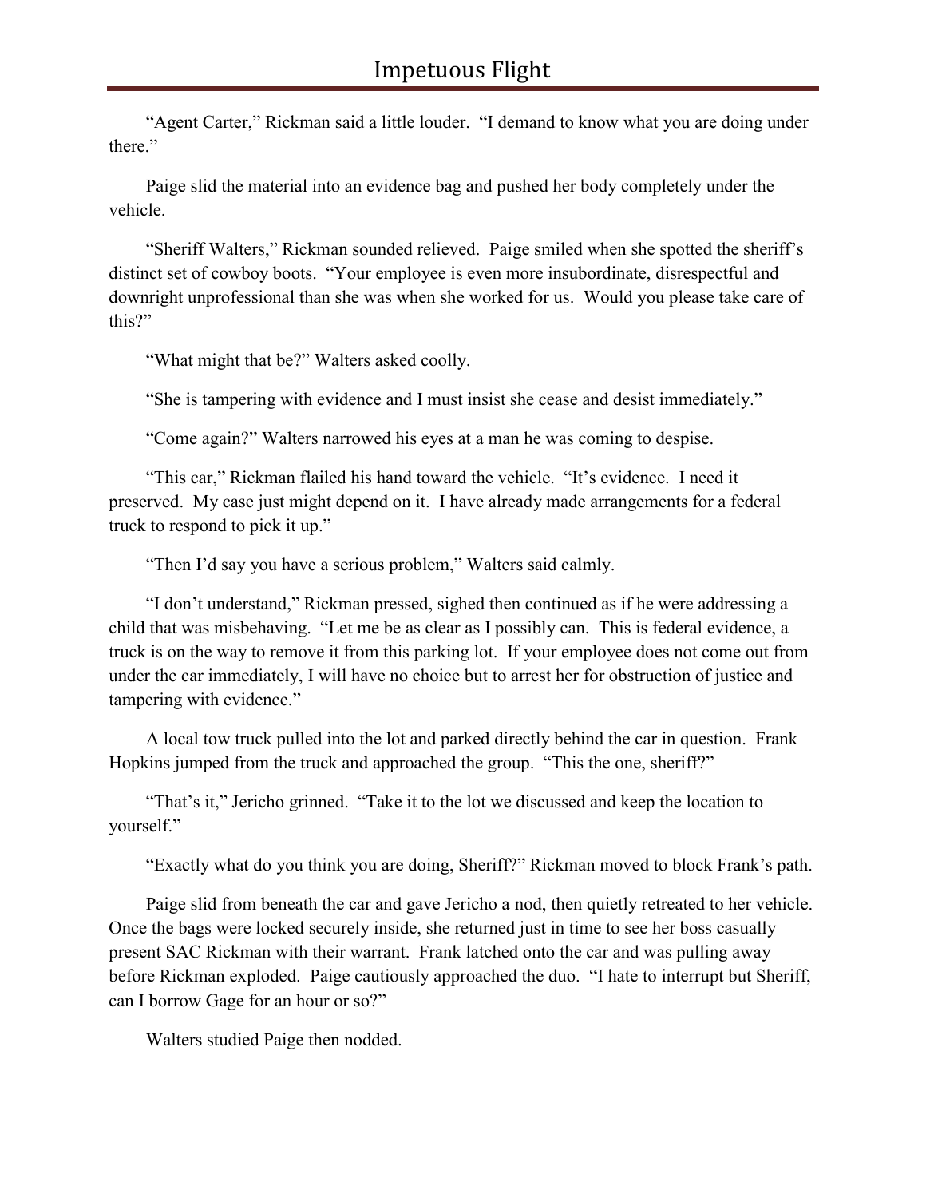"Agent Carter," Rickman said a little louder. "I demand to know what you are doing under there."

Paige slid the material into an evidence bag and pushed her body completely under the vehicle.

"Sheriff Walters," Rickman sounded relieved. Paige smiled when she spotted the sheriff's distinct set of cowboy boots. "Your employee is even more insubordinate, disrespectful and downright unprofessional than she was when she worked for us. Would you please take care of this?"

"What might that be?" Walters asked coolly.

"She is tampering with evidence and I must insist she cease and desist immediately."

"Come again?" Walters narrowed his eyes at a man he was coming to despise.

"This car," Rickman flailed his hand toward the vehicle. "It's evidence. I need it preserved. My case just might depend on it. I have already made arrangements for a federal truck to respond to pick it up."

"Then I'd say you have a serious problem," Walters said calmly.

"I don't understand," Rickman pressed, sighed then continued as if he were addressing a child that was misbehaving. "Let me be as clear as I possibly can. This is federal evidence, a truck is on the way to remove it from this parking lot. If your employee does not come out from under the car immediately, I will have no choice but to arrest her for obstruction of justice and tampering with evidence."

A local tow truck pulled into the lot and parked directly behind the car in question. Frank Hopkins jumped from the truck and approached the group. "This the one, sheriff?"

"That's it," Jericho grinned. "Take it to the lot we discussed and keep the location to yourself."

"Exactly what do you think you are doing, Sheriff?" Rickman moved to block Frank's path.

Paige slid from beneath the car and gave Jericho a nod, then quietly retreated to her vehicle. Once the bags were locked securely inside, she returned just in time to see her boss casually present SAC Rickman with their warrant. Frank latched onto the car and was pulling away before Rickman exploded. Paige cautiously approached the duo. "I hate to interrupt but Sheriff, can I borrow Gage for an hour or so?"

Walters studied Paige then nodded.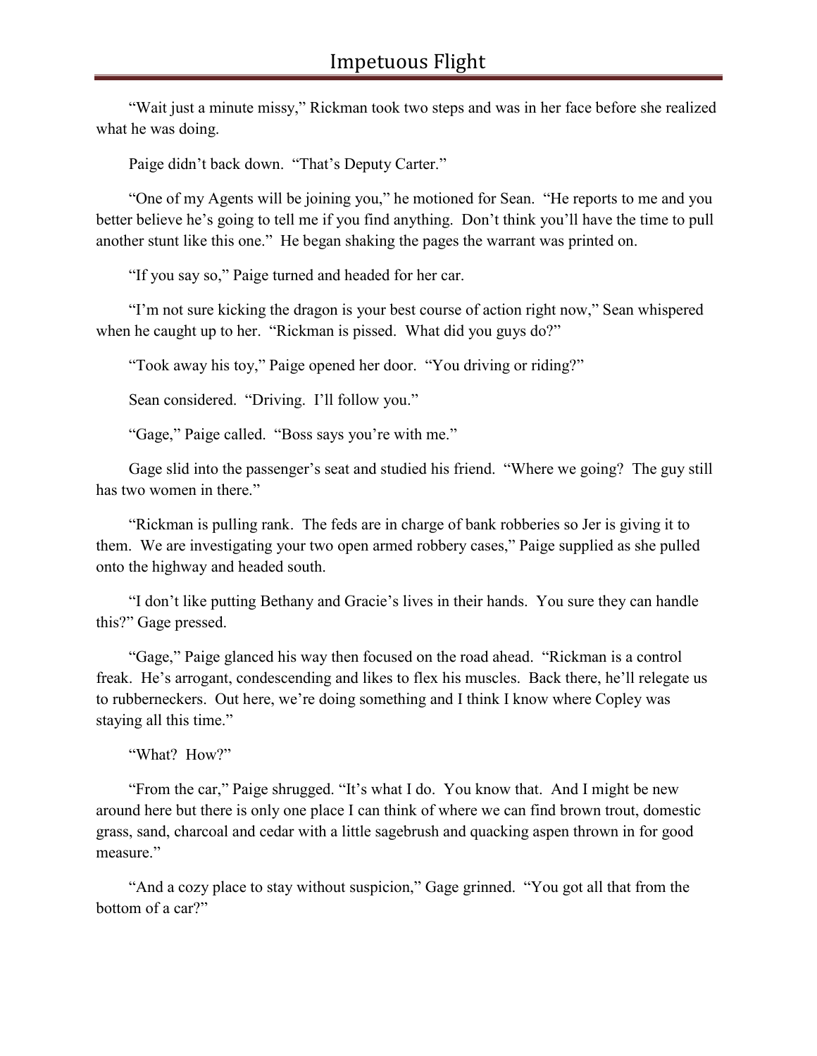"Wait just a minute missy," Rickman took two steps and was in her face before she realized what he was doing.

Paige didn't back down. "That's Deputy Carter."

"One of my Agents will be joining you," he motioned for Sean. "He reports to me and you better believe he's going to tell me if you find anything. Don't think you'll have the time to pull another stunt like this one." He began shaking the pages the warrant was printed on.

"If you say so," Paige turned and headed for her car.

"I'm not sure kicking the dragon is your best course of action right now," Sean whispered when he caught up to her. "Rickman is pissed. What did you guys do?"

"Took away his toy," Paige opened her door. "You driving or riding?"

Sean considered. "Driving. I'll follow you."

"Gage," Paige called. "Boss says you're with me."

Gage slid into the passenger's seat and studied his friend. "Where we going? The guy still has two women in there."

"Rickman is pulling rank. The feds are in charge of bank robberies so Jer is giving it to them. We are investigating your two open armed robbery cases," Paige supplied as she pulled onto the highway and headed south.

"I don't like putting Bethany and Gracie's lives in their hands. You sure they can handle this?" Gage pressed.

"Gage," Paige glanced his way then focused on the road ahead. "Rickman is a control freak. He's arrogant, condescending and likes to flex his muscles. Back there, he'll relegate us to rubberneckers. Out here, we're doing something and I think I know where Copley was staying all this time."

"What? How?"

"From the car," Paige shrugged. "It's what I do. You know that. And I might be new around here but there is only one place I can think of where we can find brown trout, domestic grass, sand, charcoal and cedar with a little sagebrush and quacking aspen thrown in for good measure."

"And a cozy place to stay without suspicion," Gage grinned. "You got all that from the bottom of a car?"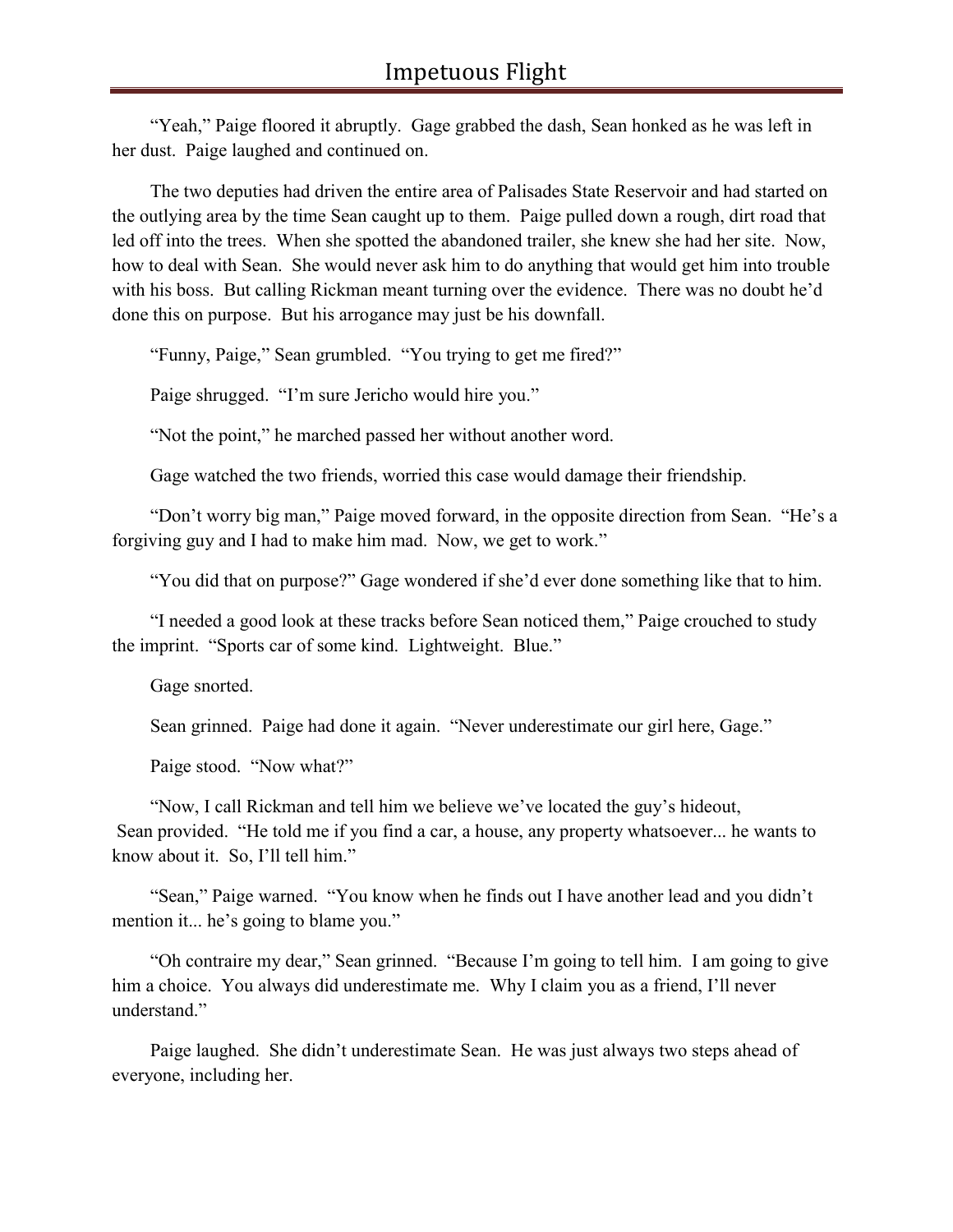"Yeah," Paige floored it abruptly. Gage grabbed the dash, Sean honked as he was left in her dust. Paige laughed and continued on.

The two deputies had driven the entire area of Palisades State Reservoir and had started on the outlying area by the time Sean caught up to them. Paige pulled down a rough, dirt road that led off into the trees. When she spotted the abandoned trailer, she knew she had her site. Now, how to deal with Sean. She would never ask him to do anything that would get him into trouble with his boss. But calling Rickman meant turning over the evidence. There was no doubt he'd done this on purpose. But his arrogance may just be his downfall.

"Funny, Paige," Sean grumbled. "You trying to get me fired?"

Paige shrugged. "I'm sure Jericho would hire you."

"Not the point," he marched passed her without another word.

Gage watched the two friends, worried this case would damage their friendship.

"Don't worry big man," Paige moved forward, in the opposite direction from Sean. "He's a forgiving guy and I had to make him mad. Now, we get to work."

"You did that on purpose?" Gage wondered if she'd ever done something like that to him.

"I needed a good look at these tracks before Sean noticed them," Paige crouched to study the imprint. "Sports car of some kind. Lightweight. Blue."

Gage snorted.

Sean grinned. Paige had done it again. "Never underestimate our girl here, Gage."

Paige stood. "Now what?"

"Now, I call Rickman and tell him we believe we've located the guy's hideout, Sean provided. "He told me if you find a car, a house, any property whatsoever... he wants to know about it. So, I'll tell him."

"Sean," Paige warned. "You know when he finds out I have another lead and you didn't mention it... he's going to blame you."

"Oh contraire my dear," Sean grinned. "Because I'm going to tell him. I am going to give him a choice. You always did underestimate me. Why I claim you as a friend, I'll never understand."

Paige laughed. She didn't underestimate Sean. He was just always two steps ahead of everyone, including her.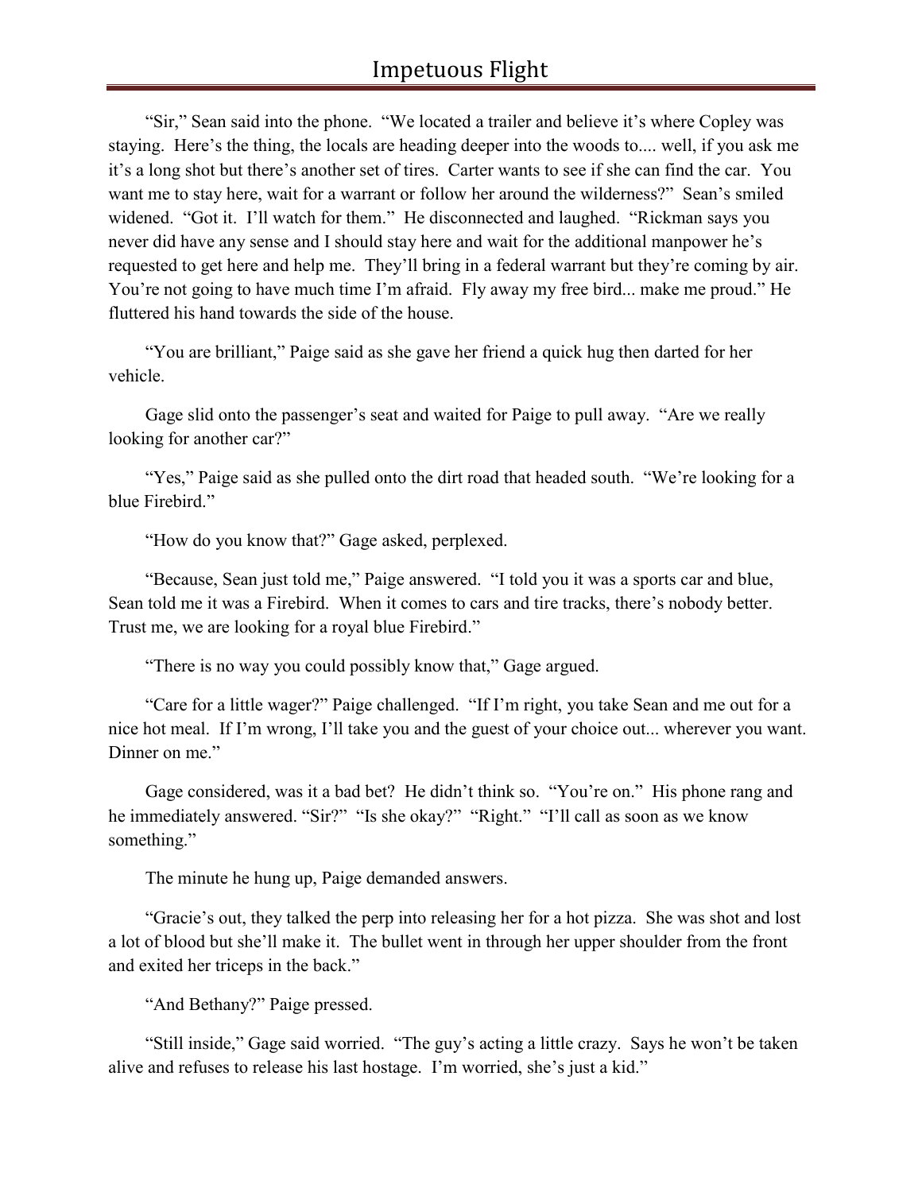"Sir," Sean said into the phone. "We located a trailer and believe it's where Copley was staying. Here's the thing, the locals are heading deeper into the woods to.... well, if you ask me it's a long shot but there's another set of tires. Carter wants to see if she can find the car. You want me to stay here, wait for a warrant or follow her around the wilderness?" Sean's smiled widened. "Got it. I'll watch for them." He disconnected and laughed. "Rickman says you never did have any sense and I should stay here and wait for the additional manpower he's requested to get here and help me. They'll bring in a federal warrant but they're coming by air. You're not going to have much time I'm afraid. Fly away my free bird... make me proud." He fluttered his hand towards the side of the house.

"You are brilliant," Paige said as she gave her friend a quick hug then darted for her vehicle.

Gage slid onto the passenger's seat and waited for Paige to pull away. "Are we really looking for another car?"

"Yes," Paige said as she pulled onto the dirt road that headed south. "We're looking for a blue Firebird."

"How do you know that?" Gage asked, perplexed.

"Because, Sean just told me," Paige answered. "I told you it was a sports car and blue, Sean told me it was a Firebird. When it comes to cars and tire tracks, there's nobody better. Trust me, we are looking for a royal blue Firebird."

"There is no way you could possibly know that," Gage argued.

"Care for a little wager?" Paige challenged. "If I'm right, you take Sean and me out for a nice hot meal. If I'm wrong, I'll take you and the guest of your choice out... wherever you want. Dinner on me."

Gage considered, was it a bad bet? He didn't think so. "You're on." His phone rang and he immediately answered. "Sir?" "Is she okay?" "Right." "I'll call as soon as we know something."

The minute he hung up, Paige demanded answers.

"Gracie's out, they talked the perp into releasing her for a hot pizza. She was shot and lost a lot of blood but she'll make it. The bullet went in through her upper shoulder from the front and exited her triceps in the back."

"And Bethany?" Paige pressed.

"Still inside," Gage said worried. "The guy's acting a little crazy. Says he won't be taken alive and refuses to release his last hostage. I'm worried, she's just a kid."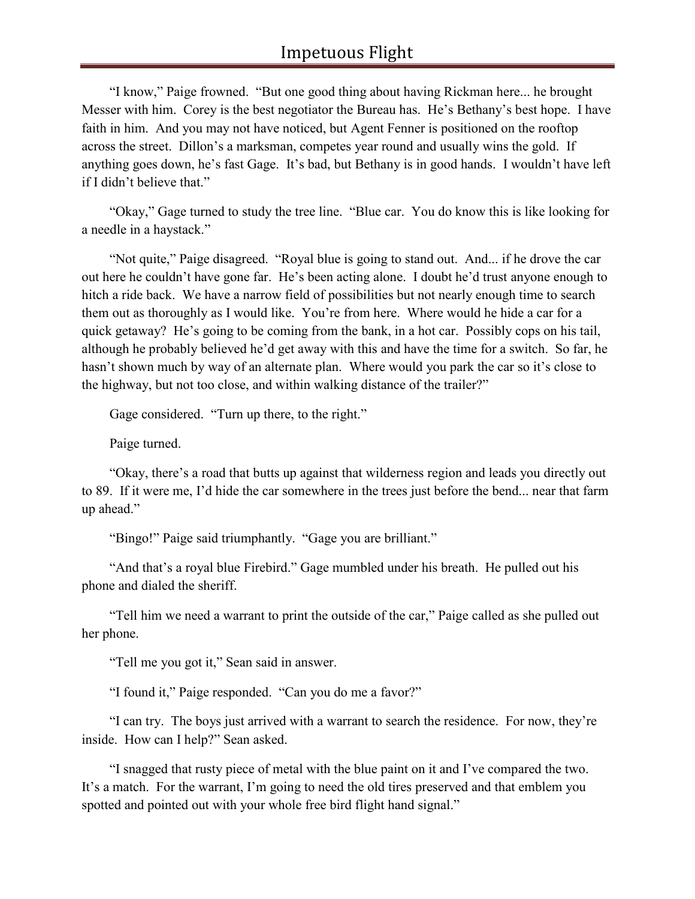"I know," Paige frowned. "But one good thing about having Rickman here... he brought Messer with him. Corey is the best negotiator the Bureau has. He's Bethany's best hope. I have faith in him. And you may not have noticed, but Agent Fenner is positioned on the rooftop across the street. Dillon's a marksman, competes year round and usually wins the gold. If anything goes down, he's fast Gage. It's bad, but Bethany is in good hands. I wouldn't have left if I didn't believe that."

"Okay," Gage turned to study the tree line. "Blue car. You do know this is like looking for a needle in a haystack."

"Not quite," Paige disagreed. "Royal blue is going to stand out. And... if he drove the car out here he couldn't have gone far. He's been acting alone. I doubt he'd trust anyone enough to hitch a ride back. We have a narrow field of possibilities but not nearly enough time to search them out as thoroughly as I would like. You're from here. Where would he hide a car for a quick getaway? He's going to be coming from the bank, in a hot car. Possibly cops on his tail, although he probably believed he'd get away with this and have the time for a switch. So far, he hasn't shown much by way of an alternate plan. Where would you park the car so it's close to the highway, but not too close, and within walking distance of the trailer?"

Gage considered. "Turn up there, to the right."

Paige turned.

"Okay, there's a road that butts up against that wilderness region and leads you directly out to 89. If it were me, I'd hide the car somewhere in the trees just before the bend... near that farm up ahead."

"Bingo!" Paige said triumphantly. "Gage you are brilliant."

"And that's a royal blue Firebird." Gage mumbled under his breath. He pulled out his phone and dialed the sheriff.

"Tell him we need a warrant to print the outside of the car," Paige called as she pulled out her phone.

"Tell me you got it," Sean said in answer.

"I found it," Paige responded. "Can you do me a favor?"

"I can try. The boys just arrived with a warrant to search the residence. For now, they're inside. How can I help?" Sean asked.

"I snagged that rusty piece of metal with the blue paint on it and I've compared the two. It's a match. For the warrant, I'm going to need the old tires preserved and that emblem you spotted and pointed out with your whole free bird flight hand signal."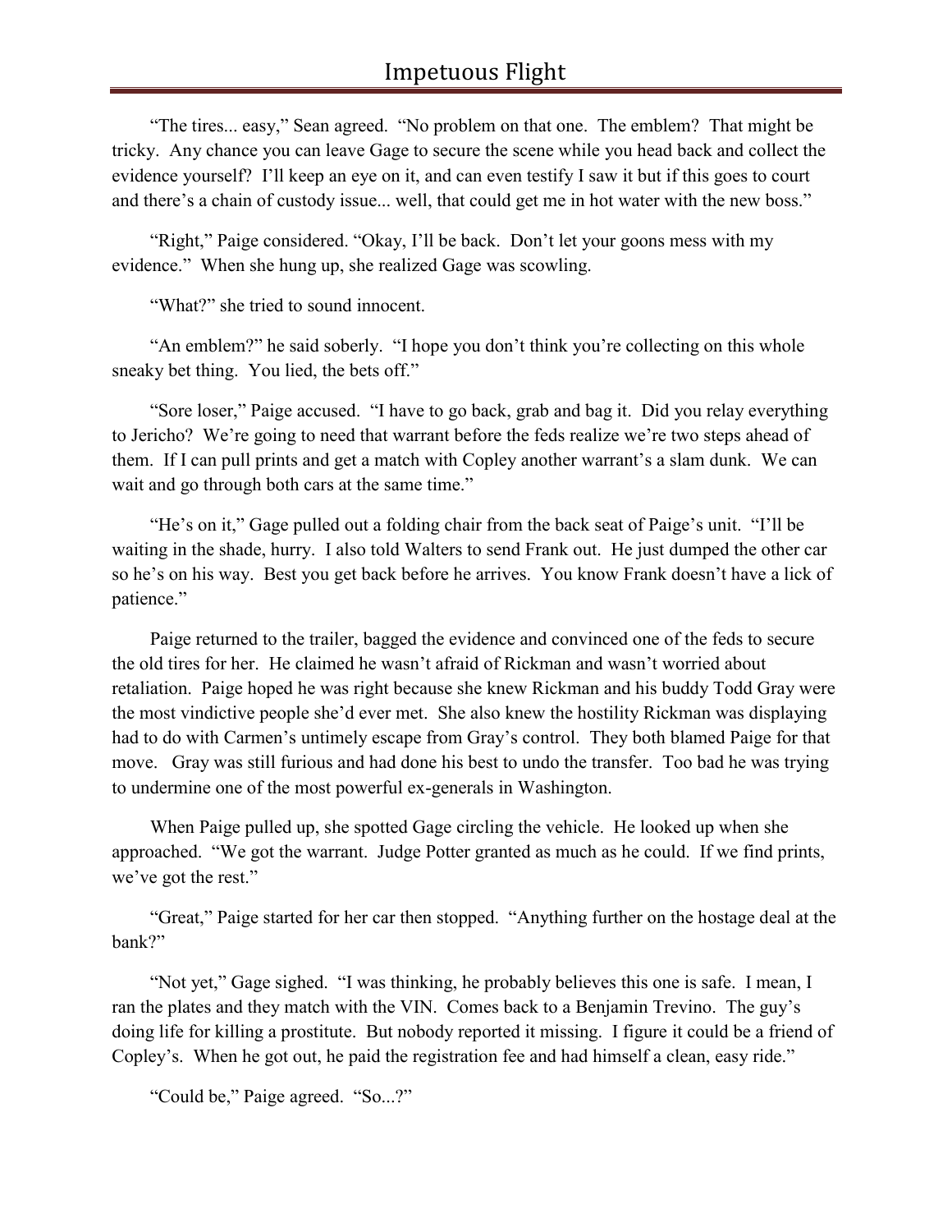"The tires... easy," Sean agreed. "No problem on that one. The emblem? That might be tricky. Any chance you can leave Gage to secure the scene while you head back and collect the evidence yourself? I'll keep an eye on it, and can even testify I saw it but if this goes to court and there's a chain of custody issue... well, that could get me in hot water with the new boss."

"Right," Paige considered. "Okay, I'll be back. Don't let your goons mess with my evidence." When she hung up, she realized Gage was scowling.

"What?" she tried to sound innocent.

"An emblem?" he said soberly. "I hope you don't think you're collecting on this whole sneaky bet thing. You lied, the bets off."

"Sore loser," Paige accused. "I have to go back, grab and bag it. Did you relay everything to Jericho? We're going to need that warrant before the feds realize we're two steps ahead of them. If I can pull prints and get a match with Copley another warrant's a slam dunk. We can wait and go through both cars at the same time."

"He's on it," Gage pulled out a folding chair from the back seat of Paige's unit. "I'll be waiting in the shade, hurry. I also told Walters to send Frank out. He just dumped the other car so he's on his way. Best you get back before he arrives. You know Frank doesn't have a lick of patience."

Paige returned to the trailer, bagged the evidence and convinced one of the feds to secure the old tires for her. He claimed he wasn't afraid of Rickman and wasn't worried about retaliation. Paige hoped he was right because she knew Rickman and his buddy Todd Gray were the most vindictive people she'd ever met. She also knew the hostility Rickman was displaying had to do with Carmen's untimely escape from Gray's control. They both blamed Paige for that move. Gray was still furious and had done his best to undo the transfer. Too bad he was trying to undermine one of the most powerful ex-generals in Washington.

When Paige pulled up, she spotted Gage circling the vehicle. He looked up when she approached. "We got the warrant. Judge Potter granted as much as he could. If we find prints, we've got the rest."

"Great," Paige started for her car then stopped. "Anything further on the hostage deal at the bank?"

"Not yet," Gage sighed. "I was thinking, he probably believes this one is safe. I mean, I ran the plates and they match with the VIN. Comes back to a Benjamin Trevino. The guy's doing life for killing a prostitute. But nobody reported it missing. I figure it could be a friend of Copley's. When he got out, he paid the registration fee and had himself a clean, easy ride."

"Could be," Paige agreed. "So...?"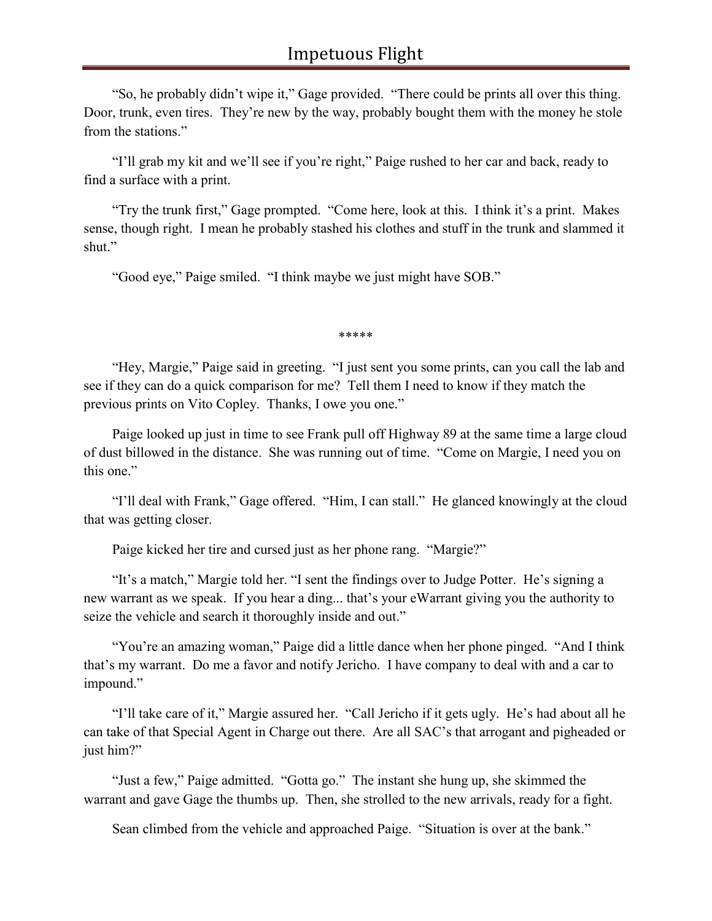"So, he probably didn't wipe it," Gage provided. "There could be prints all over this thing. Door, trunk, even tires. They're new by the way, probably bought them with the money he stole from the stations."

"I'll grab my kit and we'll see if you're right," Paige rushed to her car and back, ready to find a surface with a print.

"Try the trunk first," Gage prompted. "Come here, look at this. I think it's a print. Makes sense, though right. I mean he probably stashed his clothes and stuff in the trunk and slammed it shut."

"Good eye," Paige smiled. "I think maybe we just might have SOB."

*****

"Hey, Margie," Paige said in greeting. "I just sent you some prints, can you call the lab and see if they can do a quick comparison for me? Tell them I need to know if they match the previous prints on Vito Copley. Thanks, I owe you one."

Paige looked up just in time to see Frank pull off Highway 89 at the same time a large cloud of dust billowed in the distance. She was running out of time. "Come on Margie, I need you on this one."

"I'll deal with Frank," Gage offered. "Him, I can stall." He glanced knowingly at the cloud that was getting closer.

Paige kicked her tire and cursed just as her phone rang. "Margie?"

"It's a match," Margie told her. "I sent the findings over to Judge Potter. He's signing a new warrant as we speak. If you hear a ding... that's your eWarrant giving you the authority to seize the vehicle and search it thoroughly inside and out."

"You're an amazing woman," Paige did a little dance when her phone pinged. "And I think that's my warrant. Do me a favor and notify Jericho. I have company to deal with and a car to impound."

"I'll take care of it," Margie assured her. "Call Jericho if it gets ugly. He's had about all he can take of that Special Agent in Charge out there. Are all SAC's that arrogant and pigheaded or just him?"

"Just a few," Paige admitted. "Gotta go." The instant she hung up, she skimmed the warrant and gave Gage the thumbs up. Then, she strolled to the new arrivals, ready for a fight.

Sean climbed from the vehicle and approached Paige. "Situation is over at the bank."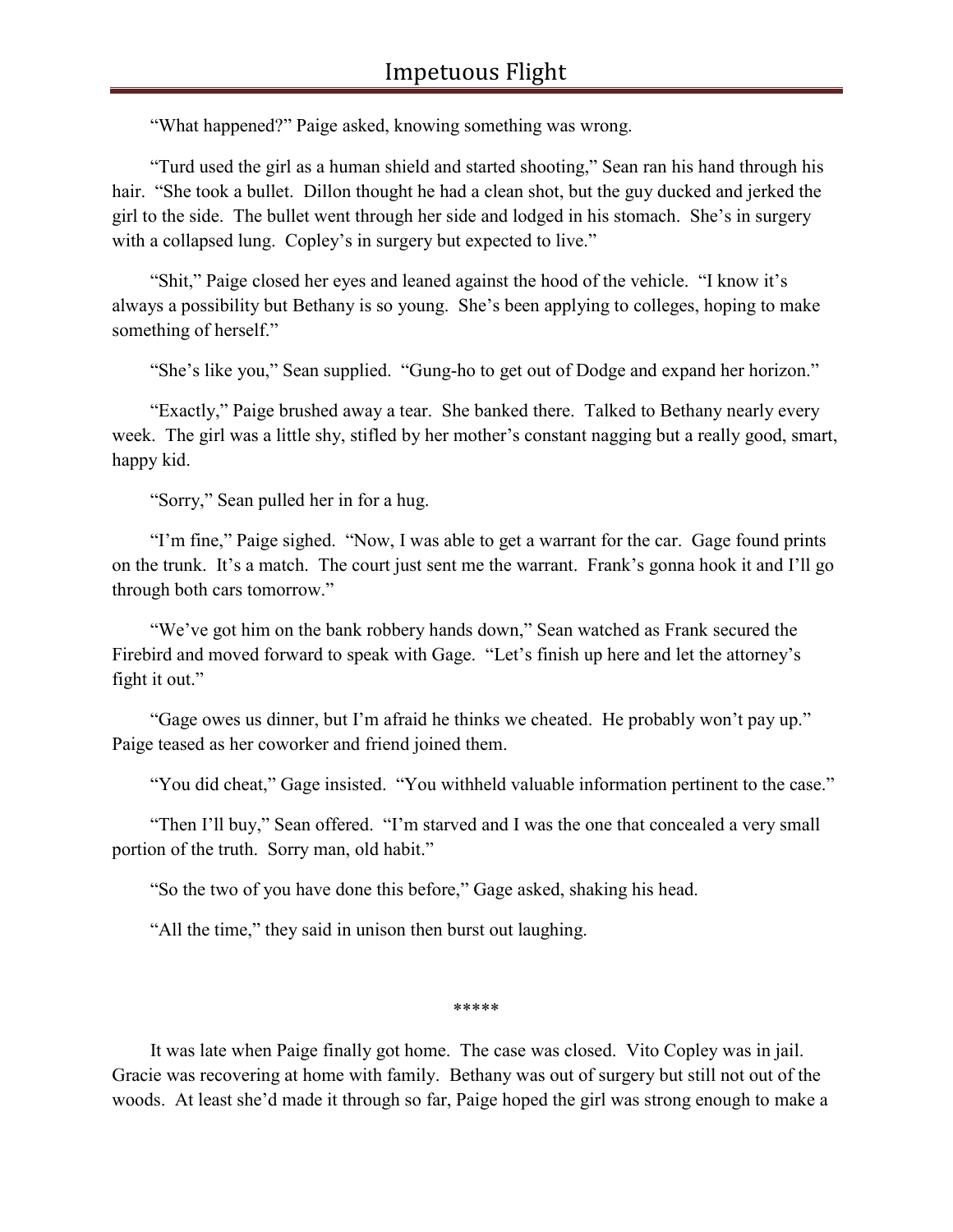"What happened?" Paige asked, knowing something was wrong.

"Turd used the girl as a human shield and started shooting," Sean ran his hand through his hair. "She took a bullet. Dillon thought he had a clean shot, but the guy ducked and jerked the girl to the side. The bullet went through her side and lodged in his stomach. She's in surgery with a collapsed lung. Copley's in surgery but expected to live."

"Shit," Paige closed her eyes and leaned against the hood of the vehicle. "I know it's always a possibility but Bethany is so young. She's been applying to colleges, hoping to make something of herself."

"She's like you," Sean supplied. "Gung-ho to get out of Dodge and expand her horizon."

"Exactly," Paige brushed away a tear. She banked there. Talked to Bethany nearly every week. The girl was a little shy, stifled by her mother's constant nagging but a really good, smart, happy kid.

"Sorry," Sean pulled her in for a hug.

"I'm fine," Paige sighed. "Now, I was able to get a warrant for the car. Gage found prints on the trunk. It's a match. The court just sent me the warrant. Frank's gonna hook it and I'll go through both cars tomorrow."

"We've got him on the bank robbery hands down," Sean watched as Frank secured the Firebird and moved forward to speak with Gage. "Let's finish up here and let the attorney's fight it out."

"Gage owes us dinner, but I'm afraid he thinks we cheated. He probably won't pay up." Paige teased as her coworker and friend joined them.

"You did cheat," Gage insisted. "You withheld valuable information pertinent to the case."

"Then I'll buy," Sean offered. "I'm starved and I was the one that concealed a very small portion of the truth. Sorry man, old habit."

"So the two of you have done this before," Gage asked, shaking his head.

"All the time," they said in unison then burst out laughing.

*****

It was late when Paige finally got home. The case was closed. Vito Copley was in jail. Gracie was recovering at home with family. Bethany was out of surgery but still not out of the woods. At least she'd made it through so far, Paige hoped the girl was strong enough to make a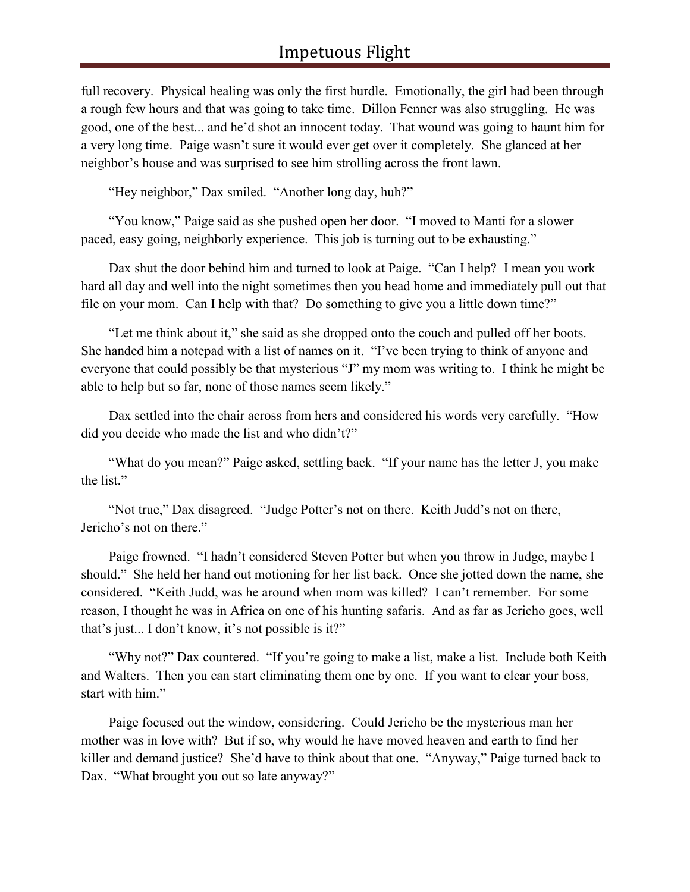full recovery. Physical healing was only the first hurdle. Emotionally, the girl had been through a rough few hours and that was going to take time. Dillon Fenner was also struggling. He was good, one of the best... and he'd shot an innocent today. That wound was going to haunt him for a very long time. Paige wasn't sure it would ever get over it completely. She glanced at her neighbor's house and was surprised to see him strolling across the front lawn.

"Hey neighbor," Dax smiled. "Another long day, huh?"

"You know," Paige said as she pushed open her door. "I moved to Manti for a slower paced, easy going, neighborly experience. This job is turning out to be exhausting."

Dax shut the door behind him and turned to look at Paige. "Can I help? I mean you work hard all day and well into the night sometimes then you head home and immediately pull out that file on your mom. Can I help with that? Do something to give you a little down time?"

"Let me think about it," she said as she dropped onto the couch and pulled off her boots. She handed him a notepad with a list of names on it. "I've been trying to think of anyone and everyone that could possibly be that mysterious "J" my mom was writing to. I think he might be able to help but so far, none of those names seem likely."

Dax settled into the chair across from hers and considered his words very carefully. "How did you decide who made the list and who didn't?"

"What do you mean?" Paige asked, settling back. "If your name has the letter J, you make the list."

"Not true," Dax disagreed. "Judge Potter's not on there. Keith Judd's not on there, Jericho's not on there."

Paige frowned. "I hadn't considered Steven Potter but when you throw in Judge, maybe I should." She held her hand out motioning for her list back. Once she jotted down the name, she considered. "Keith Judd, was he around when mom was killed? I can't remember. For some reason, I thought he was in Africa on one of his hunting safaris. And as far as Jericho goes, well that's just... I don't know, it's not possible is it?"

"Why not?" Dax countered. "If you're going to make a list, make a list. Include both Keith and Walters. Then you can start eliminating them one by one. If you want to clear your boss, start with him."

Paige focused out the window, considering. Could Jericho be the mysterious man her mother was in love with? But if so, why would he have moved heaven and earth to find her killer and demand justice? She'd have to think about that one. "Anyway," Paige turned back to Dax. "What brought you out so late anyway?"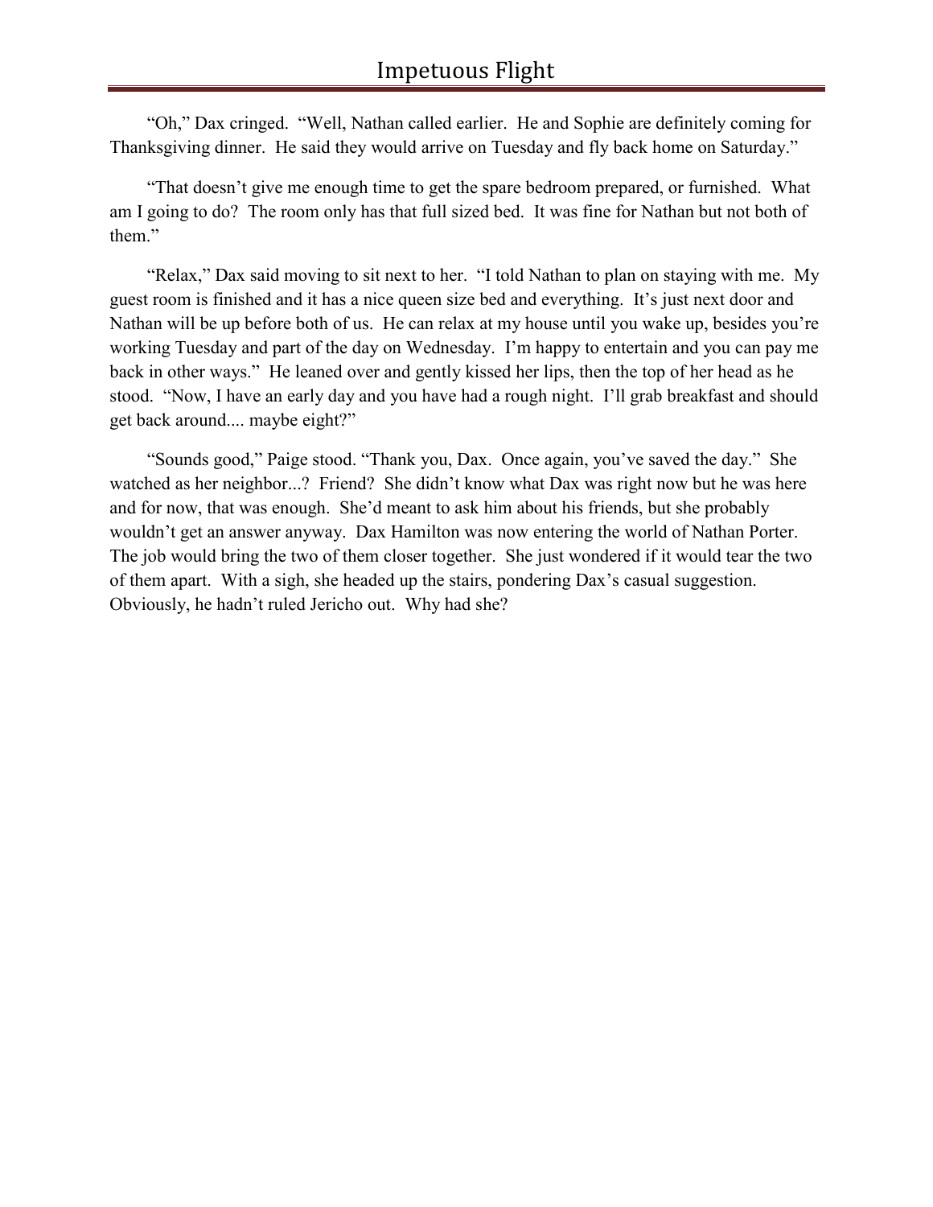"Oh," Dax cringed. "Well, Nathan called earlier. He and Sophie are definitely coming for Thanksgiving dinner. He said they would arrive on Tuesday and fly back home on Saturday."

"That doesn't give me enough time to get the spare bedroom prepared, or furnished. What am I going to do? The room only has that full sized bed. It was fine for Nathan but not both of them."

"Relax," Dax said moving to sit next to her. "I told Nathan to plan on staying with me. My guest room is finished and it has a nice queen size bed and everything. It's just next door and Nathan will be up before both of us. He can relax at my house until you wake up, besides you're working Tuesday and part of the day on Wednesday. I'm happy to entertain and you can pay me back in other ways." He leaned over and gently kissed her lips, then the top of her head as he stood. "Now, I have an early day and you have had a rough night. I'll grab breakfast and should get back around.... maybe eight?"

"Sounds good," Paige stood. "Thank you, Dax. Once again, you've saved the day." She watched as her neighbor...? Friend? She didn't know what Dax was right now but he was here and for now, that was enough. She'd meant to ask him about his friends, but she probably wouldn't get an answer anyway. Dax Hamilton was now entering the world of Nathan Porter. The job would bring the two of them closer together. She just wondered if it would tear the two of them apart. With a sigh, she headed up the stairs, pondering Dax's casual suggestion. Obviously, he hadn't ruled Jericho out. Why had she?